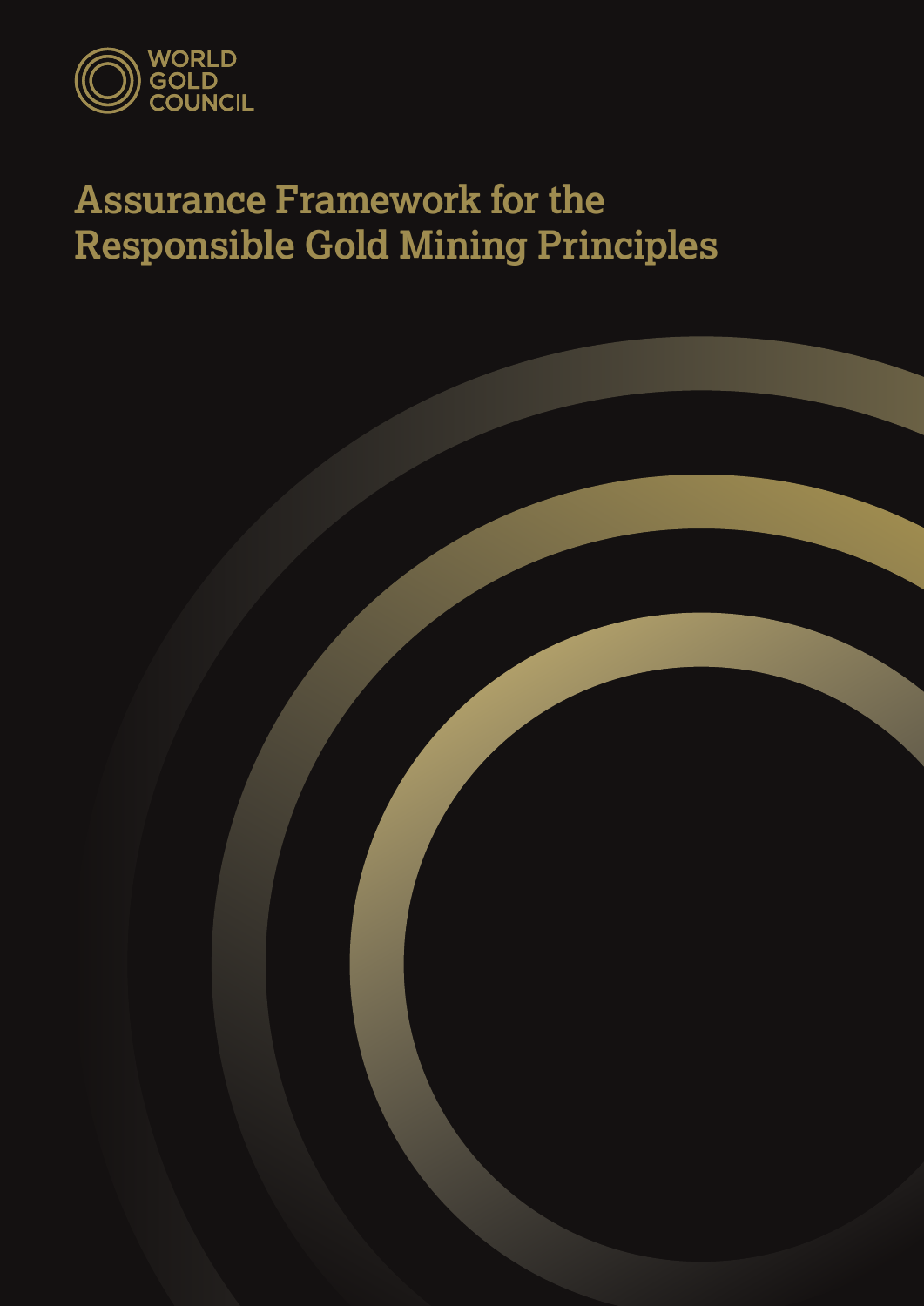WORLD
GOLD
COUNCIL

# Assurance Framework for the Responsible Gold Mining Principles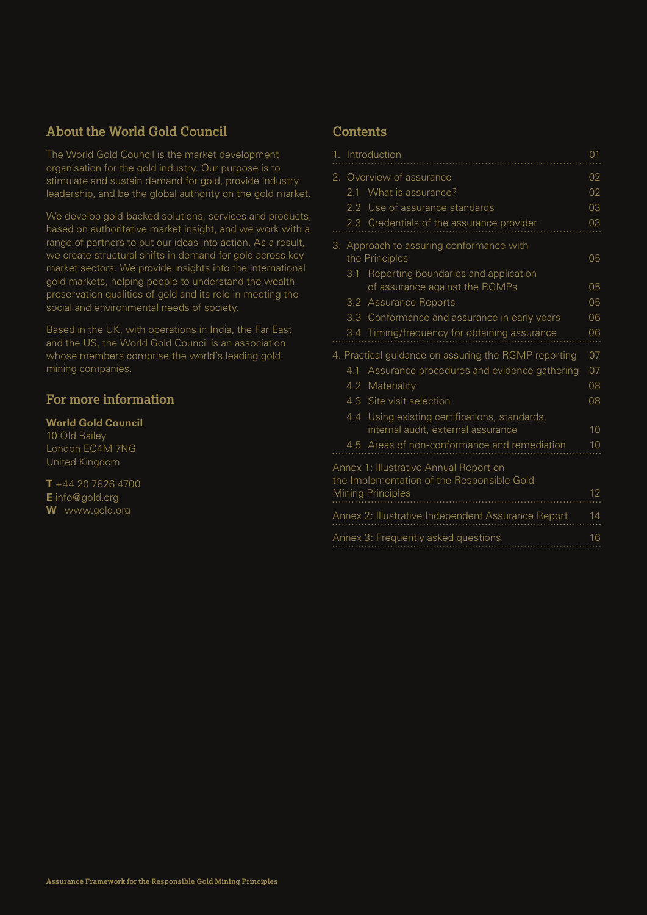## About the World Gold Council

The World Gold Council is the market development organisation for the gold industry. Our purpose is to stimulate and sustain demand for gold, provide industry leadership, and be the global authority on the gold market.

We develop gold-backed solutions, services and products, based on authoritative market insight, and we work with a range of partners to put our ideas into action. As a result, we create structural shifts in demand for gold across key market sectors. We provide insights into the international gold markets, helping people to understand the wealth preservation qualities of gold and its role in meeting the social and environmental needs of society.

Based in the UK, with operations in India, the Far East and the US, the World Gold Council is an association whose members comprise the world's leading gold mining companies.

## For more information

**World Gold Council**
10 Old Bailey
London EC4M 7NG
United Kingdom

**T** +44 20 7826 4700
**E** info@gold.org
**W** www.gold.org

## Contents

| | |
|---|---|
| 1. Introduction | 01 |
| 2. Overview of assurance | 02 |
| 2.1 What is assurance? | 02 |
| 2.2 Use of assurance standards | 03 |
| 2.3 Credentials of the assurance provider | 03 |
| 3. Approach to assuring conformance with the Principles | 05 |
| 3.1 Reporting boundaries and application of assurance against the RGMPs | 05 |
| 3.2 Assurance Reports | 05 |
| 3.3 Conformance and assurance in early years | 06 |
| 3.4 Timing/frequency for obtaining assurance | 06 |
| 4. Practical guidance on assuring the RGMP reporting | 07 |
| 4.1 Assurance procedures and evidence gathering | 07 |
| 4.2 Materiality | 08 |
| 4.3 Site visit selection | 08 |
| 4.4 Using existing certifications, standards, internal audit, external assurance | 10 |
| 4.5 Areas of non-conformance and remediation | 10 |
| Annex 1: Illustrative Annual Report on the Implementation of the Responsible Gold Mining Principles | 12 |
| Annex 2: Illustrative Independent Assurance Report | 14 |
| Annex 3: Frequently asked questions | 16 |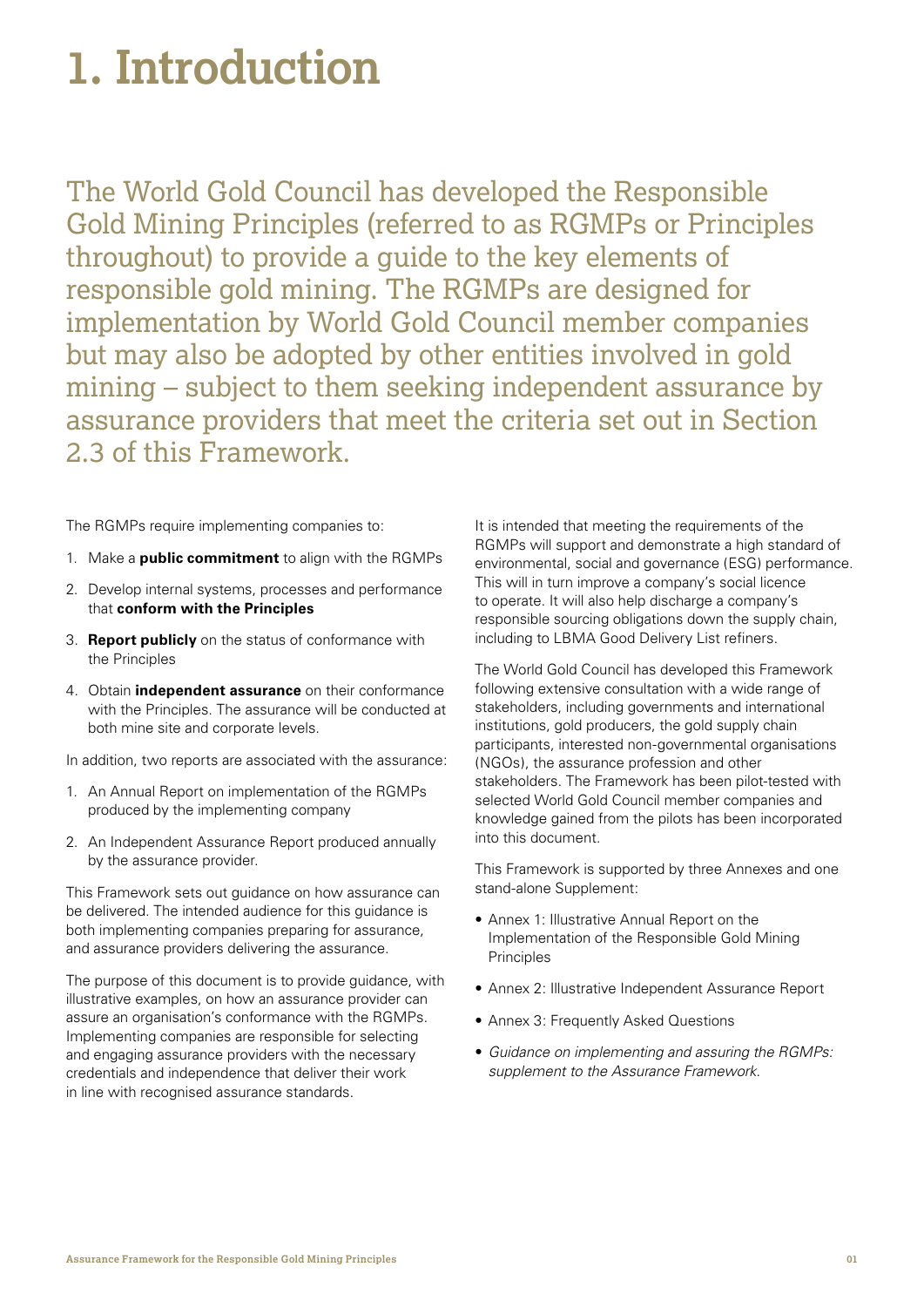# 1. Introduction

The World Gold Council has developed the Responsible Gold Mining Principles (referred to as RGMPs or Principles throughout) to provide a guide to the key elements of responsible gold mining. The RGMPs are designed for implementation by World Gold Council member companies but may also be adopted by other entities involved in gold mining – subject to them seeking independent assurance by assurance providers that meet the criteria set out in Section 2.3 of this Framework.

The RGMPs require implementing companies to:

1. Make a **public commitment** to align with the RGMPs
2. Develop internal systems, processes and performance that **conform with the Principles**
3. **Report publicly** on the status of conformance with the Principles
4. Obtain **independent assurance** on their conformance with the Principles. The assurance will be conducted at both mine site and corporate levels.

In addition, two reports are associated with the assurance:

1. An Annual Report on implementation of the RGMPs produced by the implementing company
2. An Independent Assurance Report produced annually by the assurance provider.

This Framework sets out guidance on how assurance can be delivered. The intended audience for this guidance is both implementing companies preparing for assurance, and assurance providers delivering the assurance.

The purpose of this document is to provide guidance, with illustrative examples, on how an assurance provider can assure an organisation's conformance with the RGMPs. Implementing companies are responsible for selecting and engaging assurance providers with the necessary credentials and independence that deliver their work in line with recognised assurance standards.

It is intended that meeting the requirements of the RGMPs will support and demonstrate a high standard of environmental, social and governance (ESG) performance. This will in turn improve a company's social licence to operate. It will also help discharge a company's responsible sourcing obligations down the supply chain, including to LBMA Good Delivery List refiners.

The World Gold Council has developed this Framework following extensive consultation with a wide range of stakeholders, including governments and international institutions, gold producers, the gold supply chain participants, interested non-governmental organisations (NGOs), the assurance profession and other stakeholders. The Framework has been pilot-tested with selected World Gold Council member companies and knowledge gained from the pilots has been incorporated into this document.

This Framework is supported by three Annexes and one stand-alone Supplement:

- Annex 1: Illustrative Annual Report on the Implementation of the Responsible Gold Mining Principles
- Annex 2: Illustrative Independent Assurance Report
- Annex 3: Frequently Asked Questions
- *Guidance on implementing and assuring the RGMPs: supplement to the Assurance Framework.*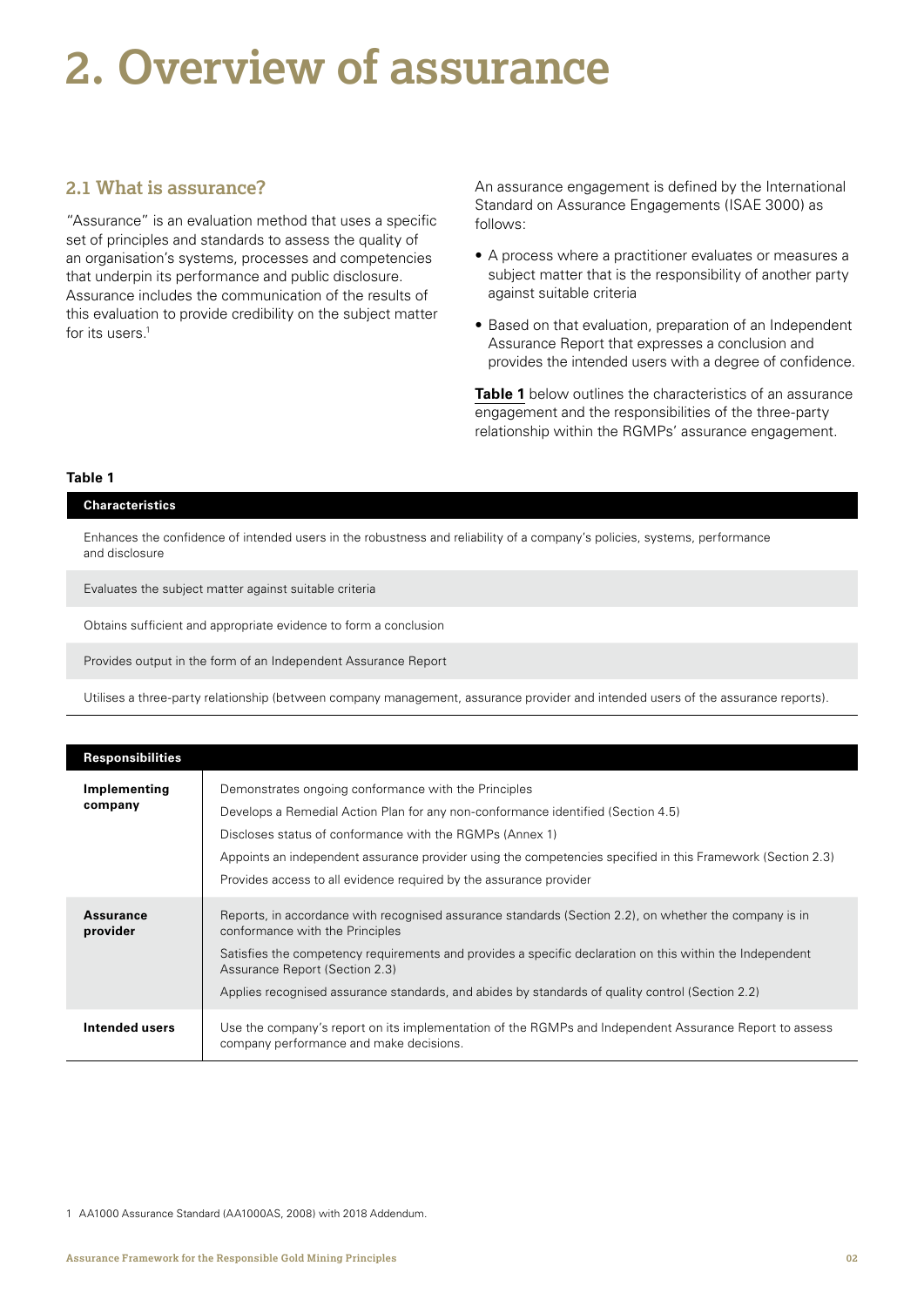# 2. Overview of assurance

## 2.1 What is assurance?

"Assurance" is an evaluation method that uses a specific set of principles and standards to assess the quality of an organisation's systems, processes and competencies that underpin its performance and public disclosure. Assurance includes the communication of the results of this evaluation to provide credibility on the subject matter for its users.[1]

An assurance engagement is defined by the International Standard on Assurance Engagements (ISAE 3000) as follows:

- A process where a practitioner evaluates or measures a subject matter that is the responsibility of another party against suitable criteria
- Based on that evaluation, preparation of an Independent Assurance Report that expresses a conclusion and provides the intended users with a degree of confidence.

**Table 1** below outlines the characteristics of an assurance engagement and the responsibilities of the three-party relationship within the RGMPs' assurance engagement.

**Table 1**

| Characteristics |
|---|
| Enhances the confidence of intended users in the robustness and reliability of a company's policies, systems, performance and disclosure |
| Evaluates the subject matter against suitable criteria |
| Obtains sufficient and appropriate evidence to form a conclusion |
| Provides output in the form of an Independent Assurance Report |
| Utilises a three-party relationship (between company management, assurance provider and intended users of the assurance reports). |

| Responsibilities | |
|---|---|
| **Implementing company** | Demonstrates ongoing conformance with the Principles<br>Develops a Remedial Action Plan for any non-conformance identified (Section 4.5)<br>Discloses status of conformance with the RGMPs (Annex 1)<br>Appoints an independent assurance provider using the competencies specified in this Framework (Section 2.3)<br>Provides access to all evidence required by the assurance provider |
| **Assurance provider** | Reports, in accordance with recognised assurance standards (Section 2.2), on whether the company is in conformance with the Principles<br>Satisfies the competency requirements and provides a specific declaration on this within the Independent Assurance Report (Section 2.3)<br>Applies recognised assurance standards, and abides by standards of quality control (Section 2.2) |
| **Intended users** | Use the company's report on its implementation of the RGMPs and Independent Assurance Report to assess company performance and make decisions. |

1 AA1000 Assurance Standard (AA1000AS, 2008) with 2018 Addendum.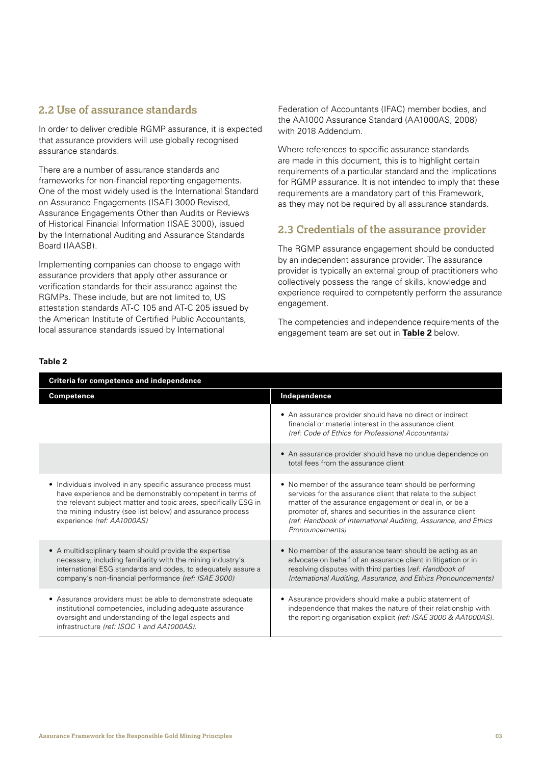## 2.2 Use of assurance standards

In order to deliver credible RGMP assurance, it is expected that assurance providers will use globally recognised assurance standards.

There are a number of assurance standards and frameworks for non-financial reporting engagements. One of the most widely used is the International Standard on Assurance Engagements (ISAE) 3000 Revised, Assurance Engagements Other than Audits or Reviews of Historical Financial Information (ISAE 3000), issued by the International Auditing and Assurance Standards Board (IAASB).

Implementing companies can choose to engage with assurance providers that apply other assurance or verification standards for their assurance against the RGMPs. These include, but are not limited to, US attestation standards AT-C 105 and AT-C 205 issued by the American Institute of Certified Public Accountants, local assurance standards issued by International Federation of Accountants (IFAC) member bodies, and the AA1000 Assurance Standard (AA1000AS, 2008) with 2018 Addendum.

Where references to specific assurance standards are made in this document, this is to highlight certain requirements of a particular standard and the implications for RGMP assurance. It is not intended to imply that these requirements are a mandatory part of this Framework, as they may not be required by all assurance standards.

## 2.3 Credentials of the assurance provider

The RGMP assurance engagement should be conducted by an independent assurance provider. The assurance provider is typically an external group of practitioners who collectively possess the range of skills, knowledge and experience required to competently perform the assurance engagement.

The competencies and independence requirements of the engagement team are set out in **Table 2** below.

**Table 2**

| Criteria for competence and independence | |
|---|---|
| **Competence** | **Independence** |
| | • An assurance provider should have no direct or indirect financial or material interest in the assurance client *(ref: Code of Ethics for Professional Accountants)* |
| | • An assurance provider should have no undue dependence on total fees from the assurance client |
| • Individuals involved in any specific assurance process must have experience and be demonstrably competent in terms of the relevant subject matter and topic areas, specifically ESG in the mining industry (see list below) and assurance process experience *(ref: AA1000AS)* | • No member of the assurance team should be performing services for the assurance client that relate to the subject matter of the assurance engagement or deal in, or be a promoter of, shares and securities in the assurance client *(ref: Handbook of International Auditing, Assurance, and Ethics Pronouncements)* |
| • A multidisciplinary team should provide the expertise necessary, including familiarity with the mining industry's international ESG standards and codes, to adequately assure a company's non-financial performance *(ref: ISAE 3000)* | • No member of the assurance team should be acting as an advocate on behalf of an assurance client in litigation or in resolving disputes with third parties (*ref: Handbook of International Auditing, Assurance, and Ethics Pronouncements)* |
| • Assurance providers must be able to demonstrate adequate institutional competencies, including adequate assurance oversight and understanding of the legal aspects and infrastructure *(ref: ISQC 1 and AA1000AS)*. | • Assurance providers should make a public statement of independence that makes the nature of their relationship with the reporting organisation explicit *(ref: ISAE 3000 & AA1000AS)*. |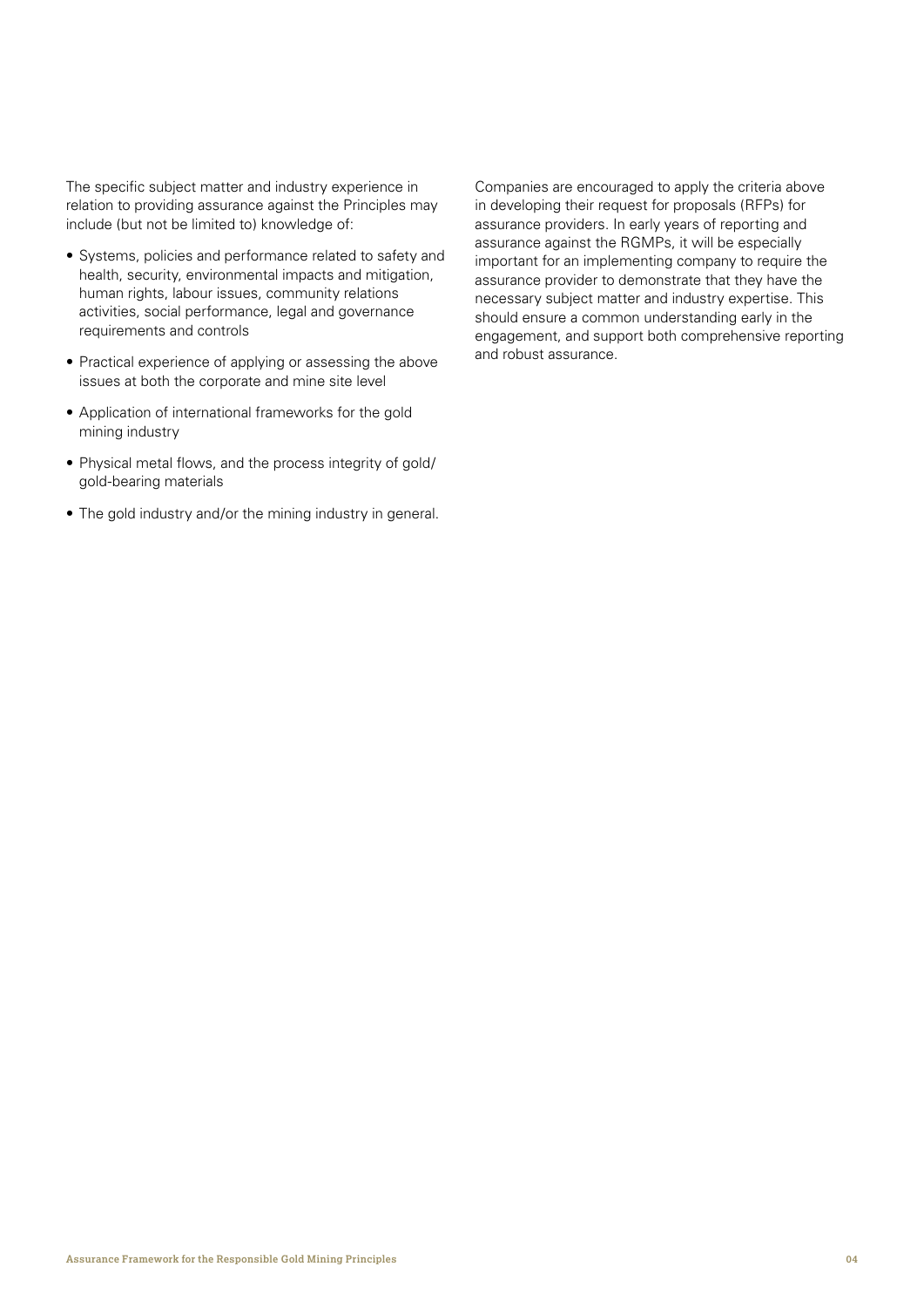The specific subject matter and industry experience in relation to providing assurance against the Principles may include (but not be limited to) knowledge of:

- Systems, policies and performance related to safety and health, security, environmental impacts and mitigation, human rights, labour issues, community relations activities, social performance, legal and governance requirements and controls
- Practical experience of applying or assessing the above issues at both the corporate and mine site level
- Application of international frameworks for the gold mining industry
- Physical metal flows, and the process integrity of gold/gold-bearing materials
- The gold industry and/or the mining industry in general.

Companies are encouraged to apply the criteria above in developing their request for proposals (RFPs) for assurance providers. In early years of reporting and assurance against the RGMPs, it will be especially important for an implementing company to require the assurance provider to demonstrate that they have the necessary subject matter and industry expertise. This should ensure a common understanding early in the engagement, and support both comprehensive reporting and robust assurance.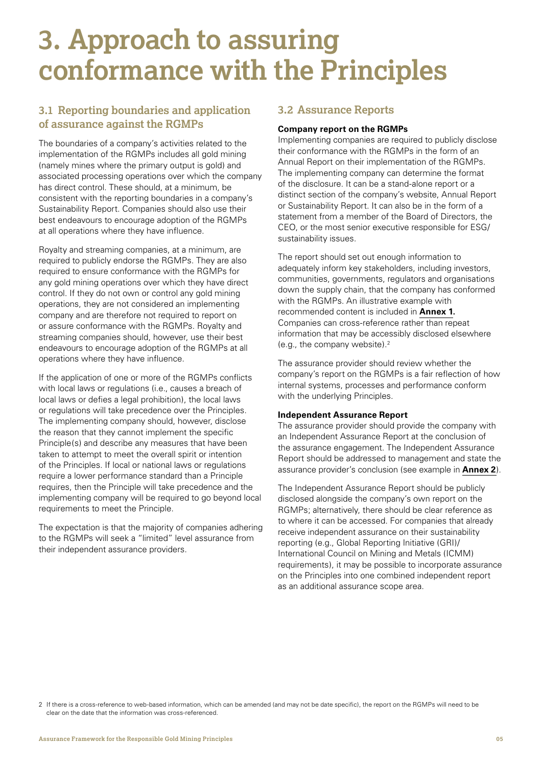# 3. Approach to assuring conformance with the Principles

## 3.1 Reporting boundaries and application of assurance against the RGMPs

The boundaries of a company's activities related to the implementation of the RGMPs includes all gold mining (namely mines where the primary output is gold) and associated processing operations over which the company has direct control. These should, at a minimum, be consistent with the reporting boundaries in a company's Sustainability Report. Companies should also use their best endeavours to encourage adoption of the RGMPs at all operations where they have influence.

Royalty and streaming companies, at a minimum, are required to publicly endorse the RGMPs. They are also required to ensure conformance with the RGMPs for any gold mining operations over which they have direct control. If they do not own or control any gold mining operations, they are not considered an implementing company and are therefore not required to report on or assure conformance with the RGMPs. Royalty and streaming companies should, however, use their best endeavours to encourage adoption of the RGMPs at all operations where they have influence.

If the application of one or more of the RGMPs conflicts with local laws or regulations (i.e., causes a breach of local laws or defies a legal prohibition), the local laws or regulations will take precedence over the Principles. The implementing company should, however, disclose the reason that they cannot implement the specific Principle(s) and describe any measures that have been taken to attempt to meet the overall spirit or intention of the Principles. If local or national laws or regulations require a lower performance standard than a Principle requires, then the Principle will take precedence and the implementing company will be required to go beyond local requirements to meet the Principle.

The expectation is that the majority of companies adhering to the RGMPs will seek a "limited" level assurance from their independent assurance providers.

## 3.2 Assurance Reports

**Company report on the RGMPs**

Implementing companies are required to publicly disclose their conformance with the RGMPs in the form of an Annual Report on their implementation of the RGMPs. The implementing company can determine the format of the disclosure. It can be a stand-alone report or a distinct section of the company's website, Annual Report or Sustainability Report. It can also be in the form of a statement from a member of the Board of Directors, the CEO, or the most senior executive responsible for ESG/ sustainability issues.

The report should set out enough information to adequately inform key stakeholders, including investors, communities, governments, regulators and organisations down the supply chain, that the company has conformed with the RGMPs. An illustrative example with recommended content is included in **Annex 1.** Companies can cross-reference rather than repeat information that may be accessibly disclosed elsewhere (e.g., the company website).[2]

The assurance provider should review whether the company's report on the RGMPs is a fair reflection of how internal systems, processes and performance conform with the underlying Principles.

**Independent Assurance Report**

The assurance provider should provide the company with an Independent Assurance Report at the conclusion of the assurance engagement. The Independent Assurance Report should be addressed to management and state the assurance provider's conclusion (see example in **Annex 2**).

The Independent Assurance Report should be publicly disclosed alongside the company's own report on the RGMPs; alternatively, there should be clear reference as to where it can be accessed. For companies that already receive independent assurance on their sustainability reporting (e.g., Global Reporting Initiative (GRI)/ International Council on Mining and Metals (ICMM) requirements), it may be possible to incorporate assurance on the Principles into one combined independent report as an additional assurance scope area.

2 If there is a cross-reference to web-based information, which can be amended (and may not be date specific), the report on the RGMPs will need to be clear on the date that the information was cross-referenced.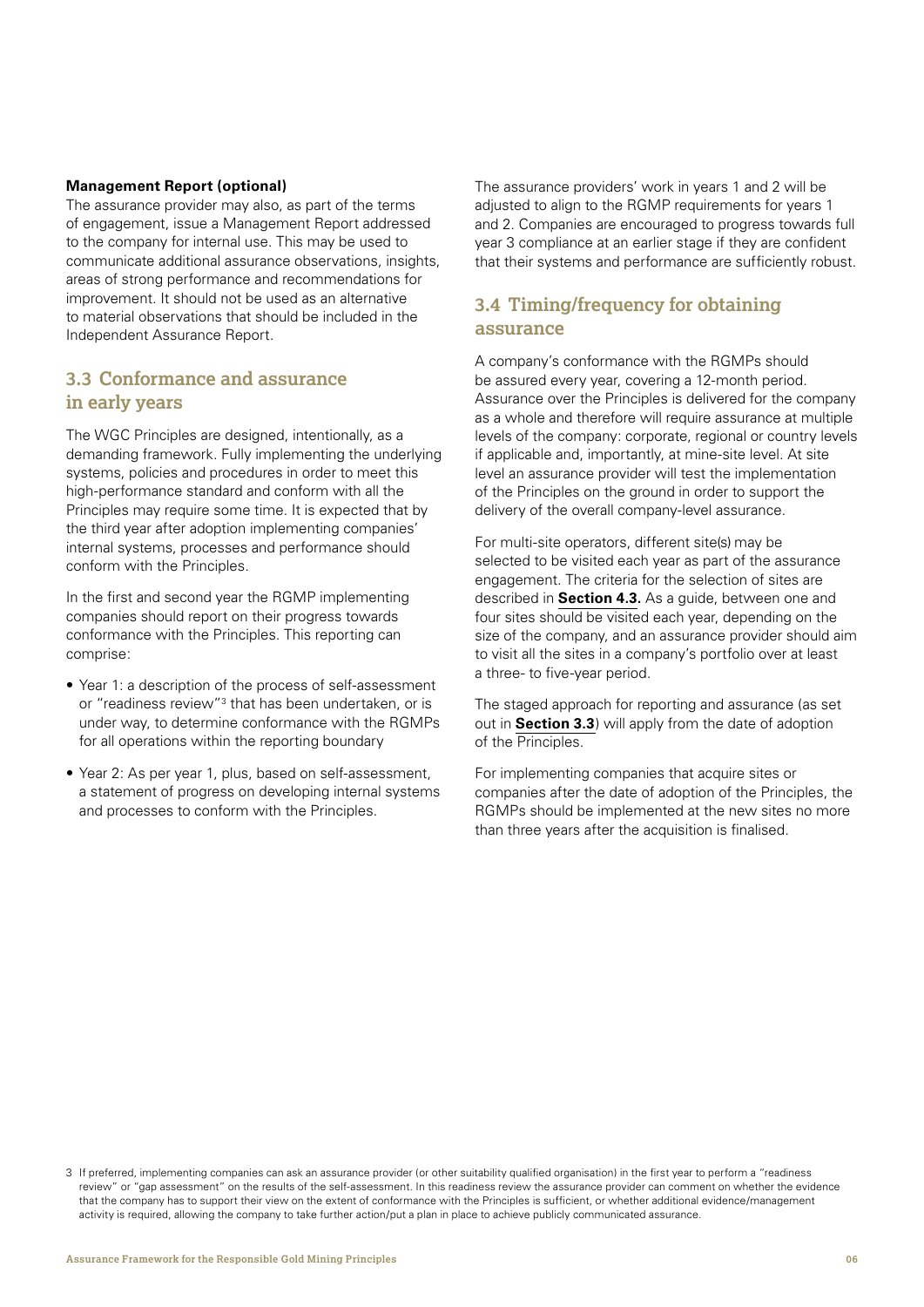**Management Report (optional)**

The assurance provider may also, as part of the terms of engagement, issue a Management Report addressed to the company for internal use. This may be used to communicate additional assurance observations, insights, areas of strong performance and recommendations for improvement. It should not be used as an alternative to material observations that should be included in the Independent Assurance Report.

## 3.3 Conformance and assurance in early years

The WGC Principles are designed, intentionally, as a demanding framework. Fully implementing the underlying systems, policies and procedures in order to meet this high-performance standard and conform with all the Principles may require some time. It is expected that by the third year after adoption implementing companies' internal systems, processes and performance should conform with the Principles.

In the first and second year the RGMP implementing companies should report on their progress towards conformance with the Principles. This reporting can comprise:

- Year 1: a description of the process of self-assessment or "readiness review"[3] that has been undertaken, or is under way, to determine conformance with the RGMPs for all operations within the reporting boundary
- Year 2: As per year 1, plus, based on self-assessment, a statement of progress on developing internal systems and processes to conform with the Principles.

The assurance providers' work in years 1 and 2 will be adjusted to align to the RGMP requirements for years 1 and 2. Companies are encouraged to progress towards full year 3 compliance at an earlier stage if they are confident that their systems and performance are sufficiently robust.

## 3.4 Timing/frequency for obtaining assurance

A company's conformance with the RGMPs should be assured every year, covering a 12-month period. Assurance over the Principles is delivered for the company as a whole and therefore will require assurance at multiple levels of the company: corporate, regional or country levels if applicable and, importantly, at mine-site level. At site level an assurance provider will test the implementation of the Principles on the ground in order to support the delivery of the overall company-level assurance.

For multi-site operators, different site(s) may be selected to be visited each year as part of the assurance engagement. The criteria for the selection of sites are described in **Section 4.3.** As a guide, between one and four sites should be visited each year, depending on the size of the company, and an assurance provider should aim to visit all the sites in a company's portfolio over at least a three- to five-year period.

The staged approach for reporting and assurance (as set out in **Section 3.3**) will apply from the date of adoption of the Principles.

For implementing companies that acquire sites or companies after the date of adoption of the Principles, the RGMPs should be implemented at the new sites no more than three years after the acquisition is finalised.

3 If preferred, implementing companies can ask an assurance provider (or other suitability qualified organisation) in the first year to perform a "readiness review" or "gap assessment" on the results of the self-assessment. In this readiness review the assurance provider can comment on whether the evidence that the company has to support their view on the extent of conformance with the Principles is sufficient, or whether additional evidence/management activity is required, allowing the company to take further action/put a plan in place to achieve publicly communicated assurance.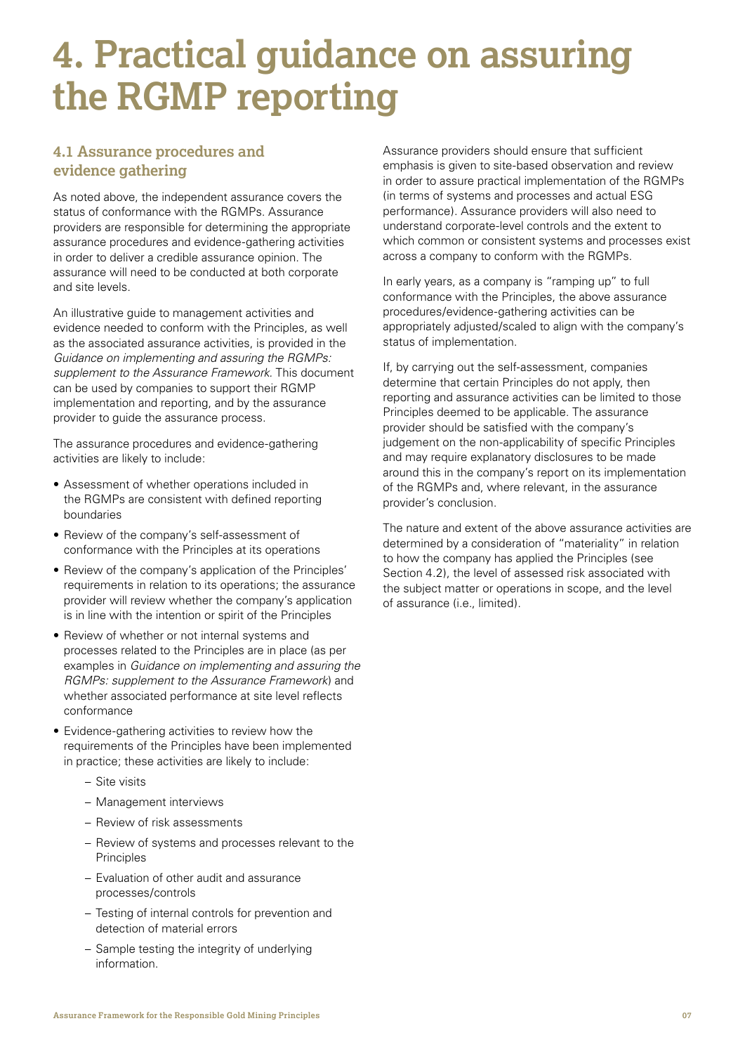# 4. Practical guidance on assuring the RGMP reporting

## 4.1 Assurance procedures and evidence gathering

As noted above, the independent assurance covers the status of conformance with the RGMPs. Assurance providers are responsible for determining the appropriate assurance procedures and evidence-gathering activities in order to deliver a credible assurance opinion. The assurance will need to be conducted at both corporate and site levels.

An illustrative guide to management activities and evidence needed to conform with the Principles, as well as the associated assurance activities, is provided in the *Guidance on implementing and assuring the RGMPs: supplement to the Assurance Framework*. This document can be used by companies to support their RGMP implementation and reporting, and by the assurance provider to guide the assurance process.

The assurance procedures and evidence-gathering activities are likely to include:

- Assessment of whether operations included in the RGMPs are consistent with defined reporting boundaries
- Review of the company's self-assessment of conformance with the Principles at its operations
- Review of the company's application of the Principles' requirements in relation to its operations; the assurance provider will review whether the company's application is in line with the intention or spirit of the Principles
- Review of whether or not internal systems and processes related to the Principles are in place (as per examples in *Guidance on implementing and assuring the RGMPs: supplement to the Assurance Framework*) and whether associated performance at site level reflects conformance
- Evidence-gathering activities to review how the requirements of the Principles have been implemented in practice; these activities are likely to include:
  - Site visits
  - Management interviews
  - Review of risk assessments
  - Review of systems and processes relevant to the Principles
  - Evaluation of other audit and assurance processes/controls
  - Testing of internal controls for prevention and detection of material errors
  - Sample testing the integrity of underlying information.

Assurance providers should ensure that sufficient emphasis is given to site-based observation and review in order to assure practical implementation of the RGMPs (in terms of systems and processes and actual ESG performance). Assurance providers will also need to understand corporate-level controls and the extent to which common or consistent systems and processes exist across a company to conform with the RGMPs.

In early years, as a company is "ramping up" to full conformance with the Principles, the above assurance procedures/evidence-gathering activities can be appropriately adjusted/scaled to align with the company's status of implementation.

If, by carrying out the self-assessment, companies determine that certain Principles do not apply, then reporting and assurance activities can be limited to those Principles deemed to be applicable. The assurance provider should be satisfied with the company's judgement on the non-applicability of specific Principles and may require explanatory disclosures to be made around this in the company's report on its implementation of the RGMPs and, where relevant, in the assurance provider's conclusion.

The nature and extent of the above assurance activities are determined by a consideration of "materiality" in relation to how the company has applied the Principles (see Section 4.2), the level of assessed risk associated with the subject matter or operations in scope, and the level of assurance (i.e., limited).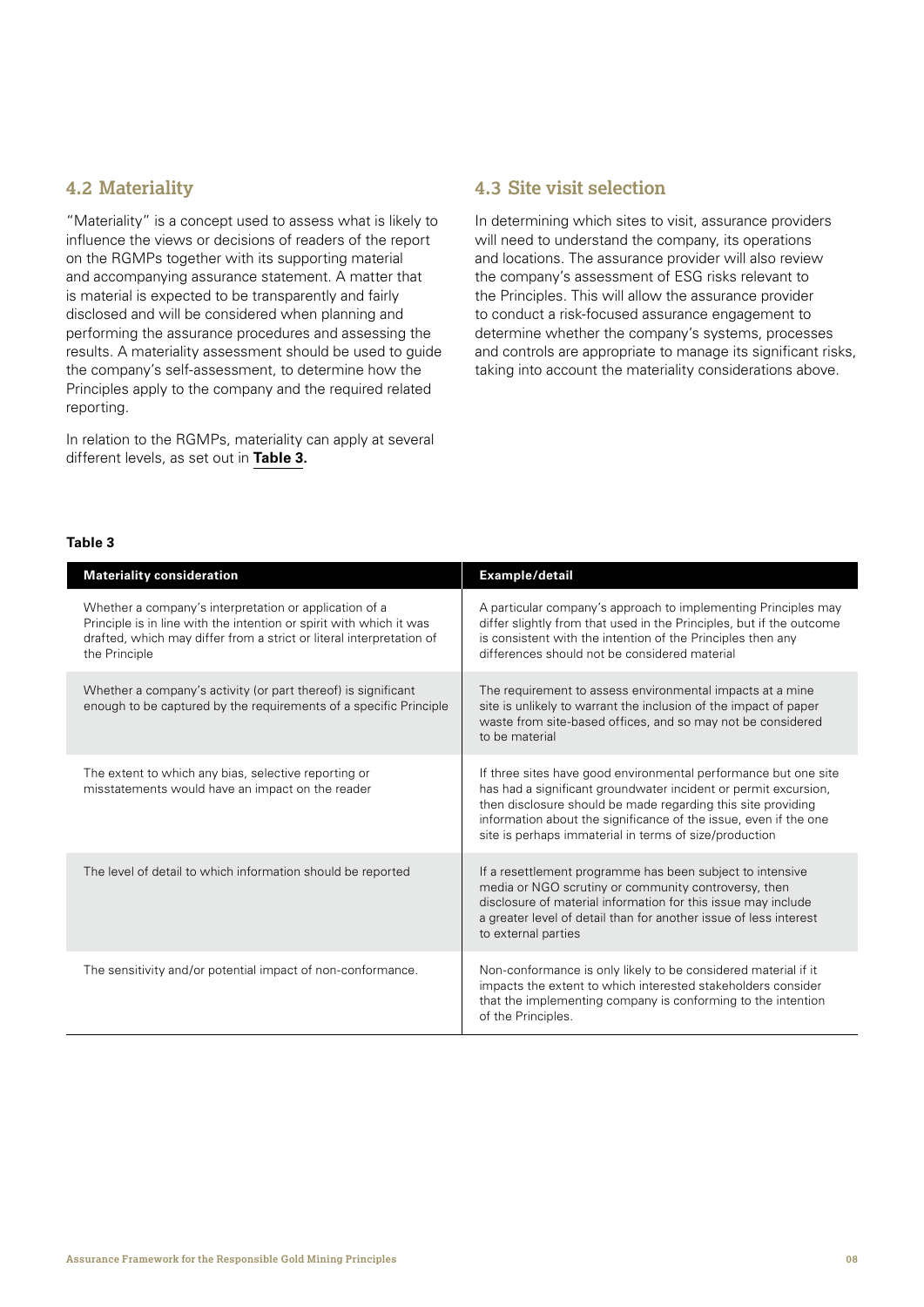## 4.2 Materiality

"Materiality" is a concept used to assess what is likely to influence the views or decisions of readers of the report on the RGMPs together with its supporting material and accompanying assurance statement. A matter that is material is expected to be transparently and fairly disclosed and will be considered when planning and performing the assurance procedures and assessing the results. A materiality assessment should be used to guide the company's self-assessment, to determine how the Principles apply to the company and the required related reporting.

In relation to the RGMPs, materiality can apply at several different levels, as set out in **Table 3.**

## 4.3 Site visit selection

In determining which sites to visit, assurance providers will need to understand the company, its operations and locations. The assurance provider will also review the company's assessment of ESG risks relevant to the Principles. This will allow the assurance provider to conduct a risk-focused assurance engagement to determine whether the company's systems, processes and controls are appropriate to manage its significant risks, taking into account the materiality considerations above.

**Table 3**

| Materiality consideration | Example/detail |
|---|---|
| Whether a company's interpretation or application of a Principle is in line with the intention or spirit with which it was drafted, which may differ from a strict or literal interpretation of the Principle | A particular company's approach to implementing Principles may differ slightly from that used in the Principles, but if the outcome is consistent with the intention of the Principles then any differences should not be considered material |
| Whether a company's activity (or part thereof) is significant enough to be captured by the requirements of a specific Principle | The requirement to assess environmental impacts at a mine site is unlikely to warrant the inclusion of the impact of paper waste from site-based offices, and so may not be considered to be material |
| The extent to which any bias, selective reporting or misstatements would have an impact on the reader | If three sites have good environmental performance but one site has had a significant groundwater incident or permit excursion, then disclosure should be made regarding this site providing information about the significance of the issue, even if the one site is perhaps immaterial in terms of size/production |
| The level of detail to which information should be reported | If a resettlement programme has been subject to intensive media or NGO scrutiny or community controversy, then disclosure of material information for this issue may include a greater level of detail than for another issue of less interest to external parties |
| The sensitivity and/or potential impact of non-conformance. | Non-conformance is only likely to be considered material if it impacts the extent to which interested stakeholders consider that the implementing company is conforming to the intention of the Principles. |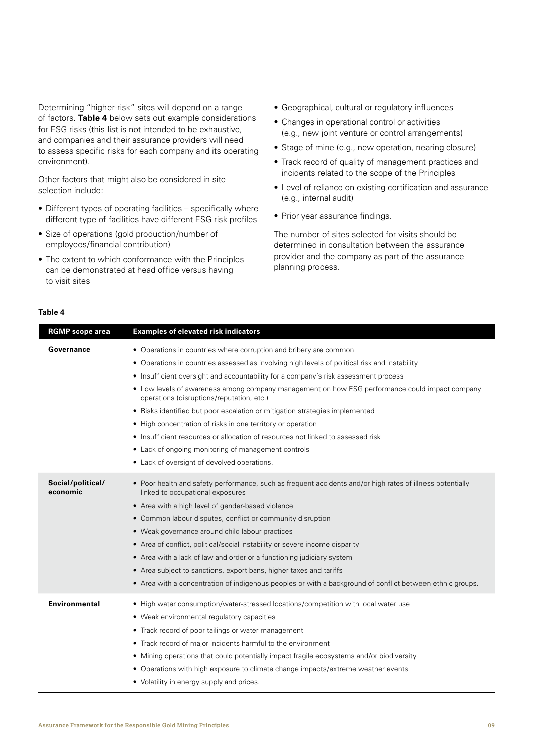Determining "higher-risk" sites will depend on a range of factors. **Table 4** below sets out example considerations for ESG risks (this list is not intended to be exhaustive, and companies and their assurance providers will need to assess specific risks for each company and its operating environment).

Other factors that might also be considered in site selection include:

- Different types of operating facilities – specifically where different type of facilities have different ESG risk profiles
- Size of operations (gold production/number of employees/financial contribution)
- The extent to which conformance with the Principles can be demonstrated at head office versus having to visit sites
- Geographical, cultural or regulatory influences
- Changes in operational control or activities (e.g., new joint venture or control arrangements)
- Stage of mine (e.g., new operation, nearing closure)
- Track record of quality of management practices and incidents related to the scope of the Principles
- Level of reliance on existing certification and assurance (e.g., internal audit)
- Prior year assurance findings.

The number of sites selected for visits should be determined in consultation between the assurance provider and the company as part of the assurance planning process.

**Table 4**

| RGMP scope area | Examples of elevated risk indicators |
|---|---|
| **Governance** | • Operations in countries where corruption and bribery are common<br>• Operations in countries assessed as involving high levels of political risk and instability<br>• Insufficient oversight and accountability for a company's risk assessment process<br>• Low levels of awareness among company management on how ESG performance could impact company operations (disruptions/reputation, etc.)<br>• Risks identified but poor escalation or mitigation strategies implemented<br>• High concentration of risks in one territory or operation<br>• Insufficient resources or allocation of resources not linked to assessed risk<br>• Lack of ongoing monitoring of management controls<br>• Lack of oversight of devolved operations. |
| **Social/political/ economic** | • Poor health and safety performance, such as frequent accidents and/or high rates of illness potentially linked to occupational exposures<br>• Area with a high level of gender-based violence<br>• Common labour disputes, conflict or community disruption<br>• Weak governance around child labour practices<br>• Area of conflict, political/social instability or severe income disparity<br>• Area with a lack of law and order or a functioning judiciary system<br>• Area subject to sanctions, export bans, higher taxes and tariffs<br>• Area with a concentration of indigenous peoples or with a background of conflict between ethnic groups. |
| **Environmental** | • High water consumption/water-stressed locations/competition with local water use<br>• Weak environmental regulatory capacities<br>• Track record of poor tailings or water management<br>• Track record of major incidents harmful to the environment<br>• Mining operations that could potentially impact fragile ecosystems and/or biodiversity<br>• Operations with high exposure to climate change impacts/extreme weather events<br>• Volatility in energy supply and prices. |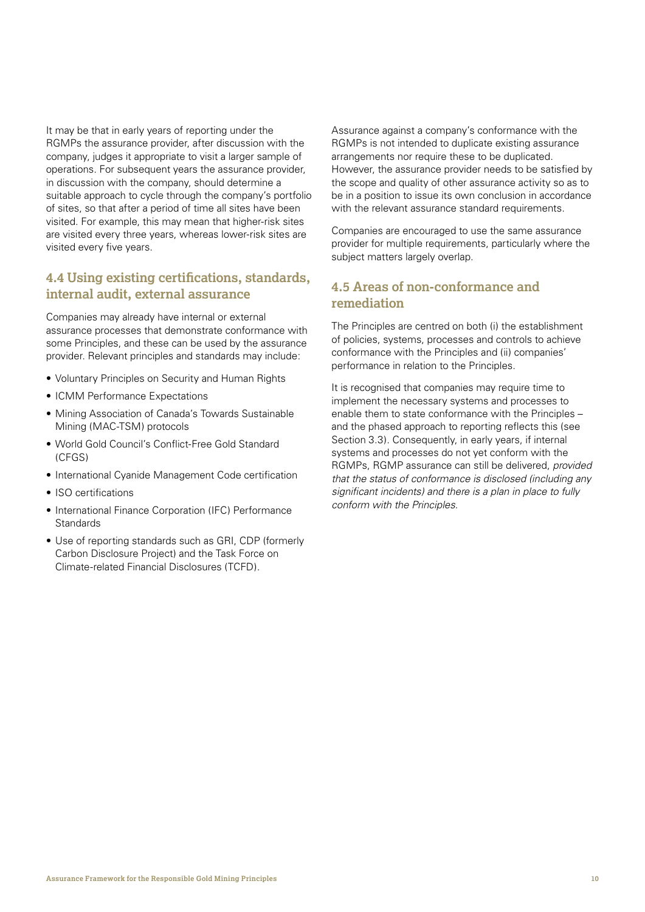It may be that in early years of reporting under the RGMPs the assurance provider, after discussion with the company, judges it appropriate to visit a larger sample of operations. For subsequent years the assurance provider, in discussion with the company, should determine a suitable approach to cycle through the company's portfolio of sites, so that after a period of time all sites have been visited. For example, this may mean that higher-risk sites are visited every three years, whereas lower-risk sites are visited every five years.

## 4.4 Using existing certifications, standards, internal audit, external assurance

Companies may already have internal or external assurance processes that demonstrate conformance with some Principles, and these can be used by the assurance provider. Relevant principles and standards may include:

- Voluntary Principles on Security and Human Rights
- ICMM Performance Expectations
- Mining Association of Canada's Towards Sustainable Mining (MAC-TSM) protocols
- World Gold Council's Conflict-Free Gold Standard (CFGS)
- International Cyanide Management Code certification
- ISO certifications
- International Finance Corporation (IFC) Performance Standards
- Use of reporting standards such as GRI, CDP (formerly Carbon Disclosure Project) and the Task Force on Climate-related Financial Disclosures (TCFD).

Assurance against a company's conformance with the RGMPs is not intended to duplicate existing assurance arrangements nor require these to be duplicated. However, the assurance provider needs to be satisfied by the scope and quality of other assurance activity so as to be in a position to issue its own conclusion in accordance with the relevant assurance standard requirements.

Companies are encouraged to use the same assurance provider for multiple requirements, particularly where the subject matters largely overlap.

## 4.5 Areas of non-conformance and remediation

The Principles are centred on both (i) the establishment of policies, systems, processes and controls to achieve conformance with the Principles and (ii) companies' performance in relation to the Principles.

It is recognised that companies may require time to implement the necessary systems and processes to enable them to state conformance with the Principles – and the phased approach to reporting reflects this (see Section 3.3). Consequently, in early years, if internal systems and processes do not yet conform with the RGMPs, RGMP assurance can still be delivered, *provided that the status of conformance is disclosed (including any significant incidents) and there is a plan in place to fully conform with the Principles.*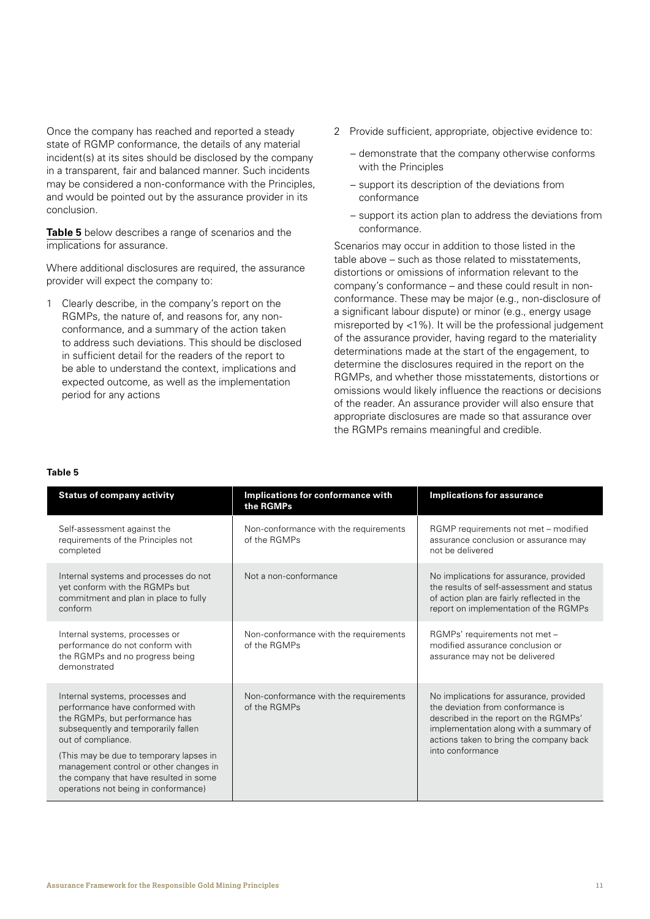Once the company has reached and reported a steady state of RGMP conformance, the details of any material incident(s) at its sites should be disclosed by the company in a transparent, fair and balanced manner. Such incidents may be considered a non-conformance with the Principles, and would be pointed out by the assurance provider in its conclusion.

**Table 5** below describes a range of scenarios and the implications for assurance.

Where additional disclosures are required, the assurance provider will expect the company to:

1. Clearly describe, in the company's report on the RGMPs, the nature of, and reasons for, any non-conformance, and a summary of the action taken to address such deviations. This should be disclosed in sufficient detail for the readers of the report to be able to understand the context, implications and expected outcome, as well as the implementation period for any actions
2. Provide sufficient, appropriate, objective evidence to:
   - demonstrate that the company otherwise conforms with the Principles
   - support its description of the deviations from conformance
   - support its action plan to address the deviations from conformance.

Scenarios may occur in addition to those listed in the table above – such as those related to misstatements, distortions or omissions of information relevant to the company's conformance – and these could result in non-conformance. These may be major (e.g., non-disclosure of a significant labour dispute) or minor (e.g., energy usage misreported by <1%). It will be the professional judgement of the assurance provider, having regard to the materiality determinations made at the start of the engagement, to determine the disclosures required in the report on the RGMPs, and whether those misstatements, distortions or omissions would likely influence the reactions or decisions of the reader. An assurance provider will also ensure that appropriate disclosures are made so that assurance over the RGMPs remains meaningful and credible.

**Table 5**

| Status of company activity | Implications for conformance with the RGMPs | Implications for assurance |
|---|---|---|
| Self-assessment against the requirements of the Principles not completed | Non-conformance with the requirements of the RGMPs | RGMP requirements not met – modified assurance conclusion or assurance may not be delivered |
| Internal systems and processes do not yet conform with the RGMPs but commitment and plan in place to fully conform | Not a non-conformance | No implications for assurance, provided the results of self-assessment and status of action plan are fairly reflected in the report on implementation of the RGMPs |
| Internal systems, processes or performance do not conform with the RGMPs and no progress being demonstrated | Non-conformance with the requirements of the RGMPs | RGMPs' requirements not met – modified assurance conclusion or assurance may not be delivered |
| Internal systems, processes and performance have conformed with the RGMPs, but performance has subsequently and temporarily fallen out of compliance. (This may be due to temporary lapses in management control or other changes in the company that have resulted in some operations not being in conformance) | Non-conformance with the requirements of the RGMPs | No implications for assurance, provided the deviation from conformance is described in the report on the RGMPs' implementation along with a summary of actions taken to bring the company back into conformance |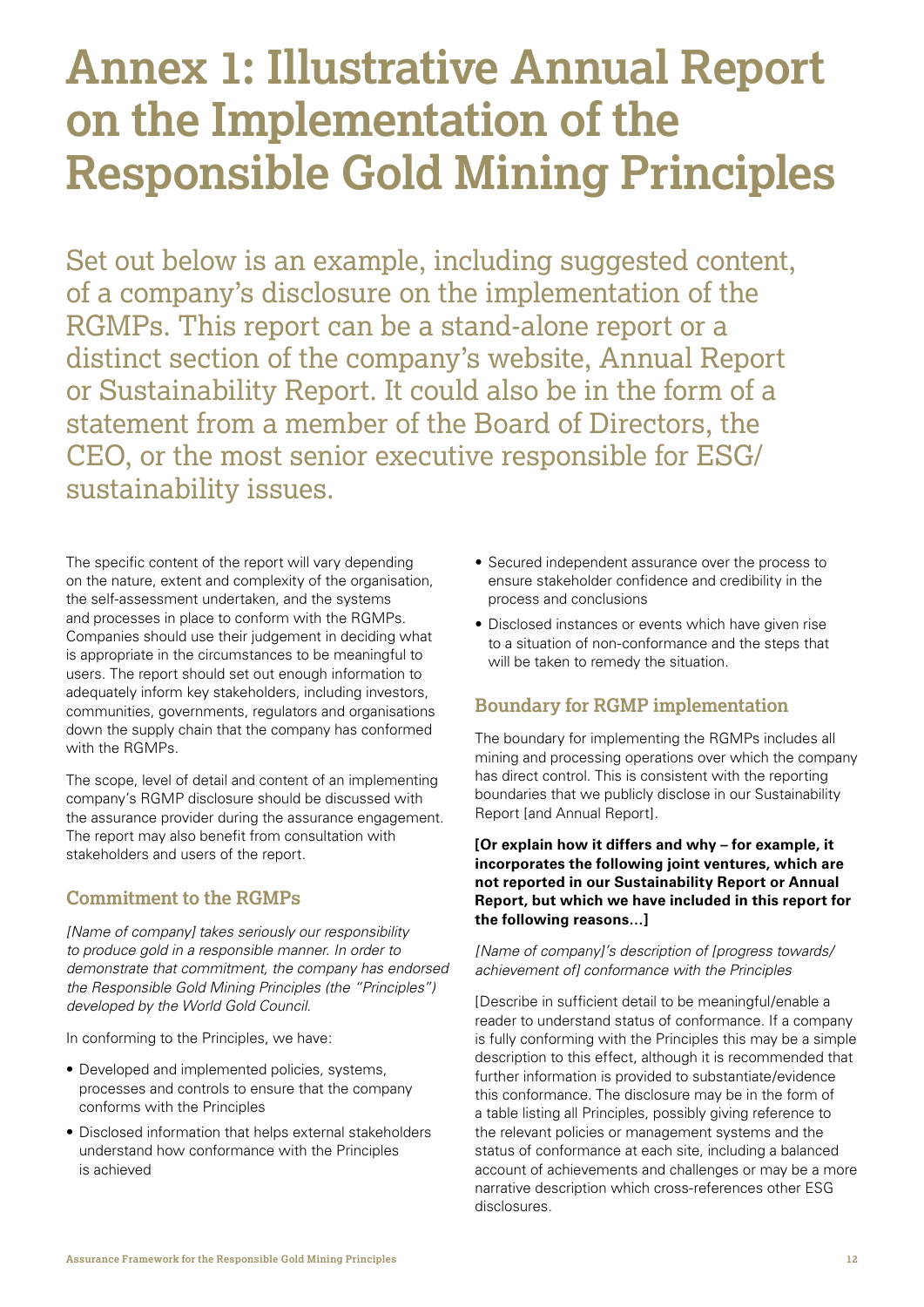# Annex 1: Illustrative Annual Report on the Implementation of the Responsible Gold Mining Principles

Set out below is an example, including suggested content, of a company's disclosure on the implementation of the RGMPs. This report can be a stand-alone report or a distinct section of the company's website, Annual Report or Sustainability Report. It could also be in the form of a statement from a member of the Board of Directors, the CEO, or the most senior executive responsible for ESG/ sustainability issues.

The specific content of the report will vary depending on the nature, extent and complexity of the organisation, the self-assessment undertaken, and the systems and processes in place to conform with the RGMPs. Companies should use their judgement in deciding what is appropriate in the circumstances to be meaningful to users. The report should set out enough information to adequately inform key stakeholders, including investors, communities, governments, regulators and organisations down the supply chain that the company has conformed with the RGMPs.

The scope, level of detail and content of an implementing company's RGMP disclosure should be discussed with the assurance provider during the assurance engagement. The report may also benefit from consultation with stakeholders and users of the report.

## Commitment to the RGMPs

*[Name of company] takes seriously our responsibility to produce gold in a responsible manner. In order to demonstrate that commitment, the company has endorsed the Responsible Gold Mining Principles (the "Principles") developed by the World Gold Council.*

In conforming to the Principles, we have:

- Developed and implemented policies, systems, processes and controls to ensure that the company conforms with the Principles
- Disclosed information that helps external stakeholders understand how conformance with the Principles is achieved
- Secured independent assurance over the process to ensure stakeholder confidence and credibility in the process and conclusions
- Disclosed instances or events which have given rise to a situation of non-conformance and the steps that will be taken to remedy the situation.

## Boundary for RGMP implementation

The boundary for implementing the RGMPs includes all mining and processing operations over which the company has direct control. This is consistent with the reporting boundaries that we publicly disclose in our Sustainability Report [and Annual Report].

**[Or explain how it differs and why – for example, it incorporates the following joint ventures, which are not reported in our Sustainability Report or Annual Report, but which we have included in this report for the following reasons…]**

*[Name of company]'s description of [progress towards/ achievement of] conformance with the Principles*

[Describe in sufficient detail to be meaningful/enable a reader to understand status of conformance. If a company is fully conforming with the Principles this may be a simple description to this effect, although it is recommended that further information is provided to substantiate/evidence this conformance. The disclosure may be in the form of a table listing all Principles, possibly giving reference to the relevant policies or management systems and the status of conformance at each site, including a balanced account of achievements and challenges or may be a more narrative description which cross-references other ESG disclosures.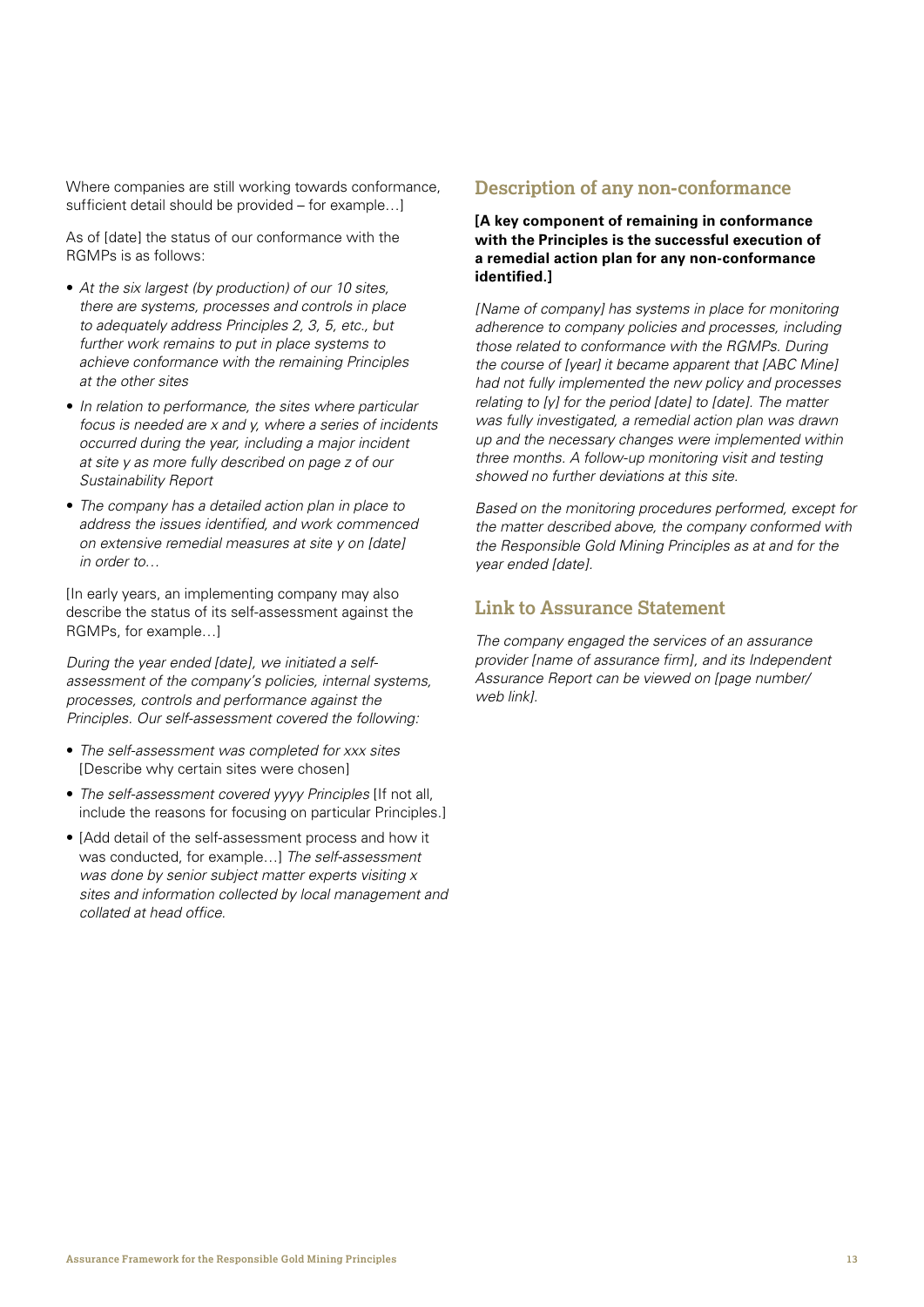Where companies are still working towards conformance, sufficient detail should be provided – for example…]

As of [date] the status of our conformance with the RGMPs is as follows:

- *At the six largest (by production) of our 10 sites, there are systems, processes and controls in place to adequately address Principles 2, 3, 5, etc., but further work remains to put in place systems to achieve conformance with the remaining Principles at the other sites*
- *In relation to performance, the sites where particular focus is needed are x and y, where a series of incidents occurred during the year, including a major incident at site y as more fully described on page z of our Sustainability Report*
- *The company has a detailed action plan in place to address the issues identified, and work commenced on extensive remedial measures at site y on [date] in order to…*

[In early years, an implementing company may also describe the status of its self-assessment against the RGMPs, for example…]

*During the year ended [date], we initiated a self-assessment of the company's policies, internal systems, processes, controls and performance against the Principles. Our self-assessment covered the following:*

- *The self-assessment was completed for xxx sites* [Describe why certain sites were chosen]
- *The self-assessment covered yyyy Principles* [If not all, include the reasons for focusing on particular Principles.]
- [Add detail of the self-assessment process and how it was conducted, for example…] *The self-assessment was done by senior subject matter experts visiting x sites and information collected by local management and collated at head office.*

## Description of any non-conformance

**[A key component of remaining in conformance with the Principles is the successful execution of a remedial action plan for any non-conformance identified.]**

*[Name of company] has systems in place for monitoring adherence to company policies and processes, including those related to conformance with the RGMPs. During the course of [year] it became apparent that [ABC Mine] had not fully implemented the new policy and processes relating to [y] for the period [date] to [date]. The matter was fully investigated, a remedial action plan was drawn up and the necessary changes were implemented within three months. A follow-up monitoring visit and testing showed no further deviations at this site.*

*Based on the monitoring procedures performed, except for the matter described above, the company conformed with the Responsible Gold Mining Principles as at and for the year ended [date].*

## Link to Assurance Statement

*The company engaged the services of an assurance provider [name of assurance firm], and its Independent Assurance Report can be viewed on [page number/ web link].*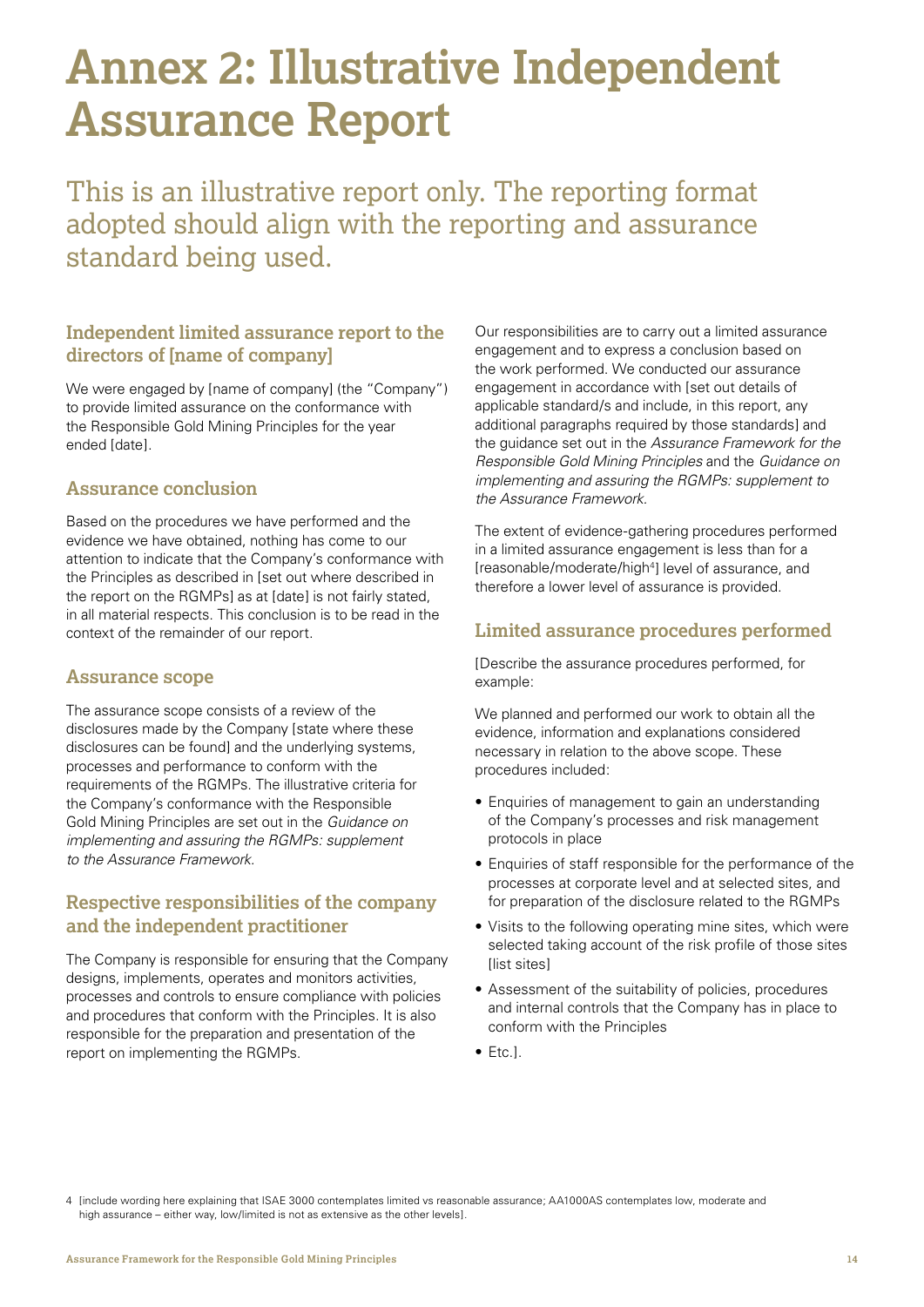# Annex 2: Illustrative Independent Assurance Report

This is an illustrative report only. The reporting format adopted should align with the reporting and assurance standard being used.

### Independent limited assurance report to the directors of [name of company]

We were engaged by [name of company] (the "Company") to provide limited assurance on the conformance with the Responsible Gold Mining Principles for the year ended [date].

### Assurance conclusion

Based on the procedures we have performed and the evidence we have obtained, nothing has come to our attention to indicate that the Company's conformance with the Principles as described in [set out where described in the report on the RGMPs] as at [date] is not fairly stated, in all material respects. This conclusion is to be read in the context of the remainder of our report.

### Assurance scope

The assurance scope consists of a review of the disclosures made by the Company [state where these disclosures can be found] and the underlying systems, processes and performance to conform with the requirements of the RGMPs. The illustrative criteria for the Company's conformance with the Responsible Gold Mining Principles are set out in the *Guidance on implementing and assuring the RGMPs: supplement to the Assurance Framework.*

### Respective responsibilities of the company and the independent practitioner

The Company is responsible for ensuring that the Company designs, implements, operates and monitors activities, processes and controls to ensure compliance with policies and procedures that conform with the Principles. It is also responsible for the preparation and presentation of the report on implementing the RGMPs.

Our responsibilities are to carry out a limited assurance engagement and to express a conclusion based on the work performed. We conducted our assurance engagement in accordance with [set out details of applicable standard/s and include, in this report, any additional paragraphs required by those standards] and the guidance set out in the *Assurance Framework for the Responsible Gold Mining Principles* and the *Guidance on implementing and assuring the RGMPs: supplement to the Assurance Framework.*

The extent of evidence-gathering procedures performed in a limited assurance engagement is less than for a [reasonable/moderate/high[4]] level of assurance, and therefore a lower level of assurance is provided.

### Limited assurance procedures performed

[Describe the assurance procedures performed, for example:

We planned and performed our work to obtain all the evidence, information and explanations considered necessary in relation to the above scope. These procedures included:

- Enquiries of management to gain an understanding of the Company's processes and risk management protocols in place
- Enquiries of staff responsible for the performance of the processes at corporate level and at selected sites, and for preparation of the disclosure related to the RGMPs
- Visits to the following operating mine sites, which were selected taking account of the risk profile of those sites [list sites]
- Assessment of the suitability of policies, procedures and internal controls that the Company has in place to conform with the Principles
- Etc.].

4 [include wording here explaining that ISAE 3000 contemplates limited vs reasonable assurance; AA1000AS contemplates low, moderate and high assurance – either way, low/limited is not as extensive as the other levels].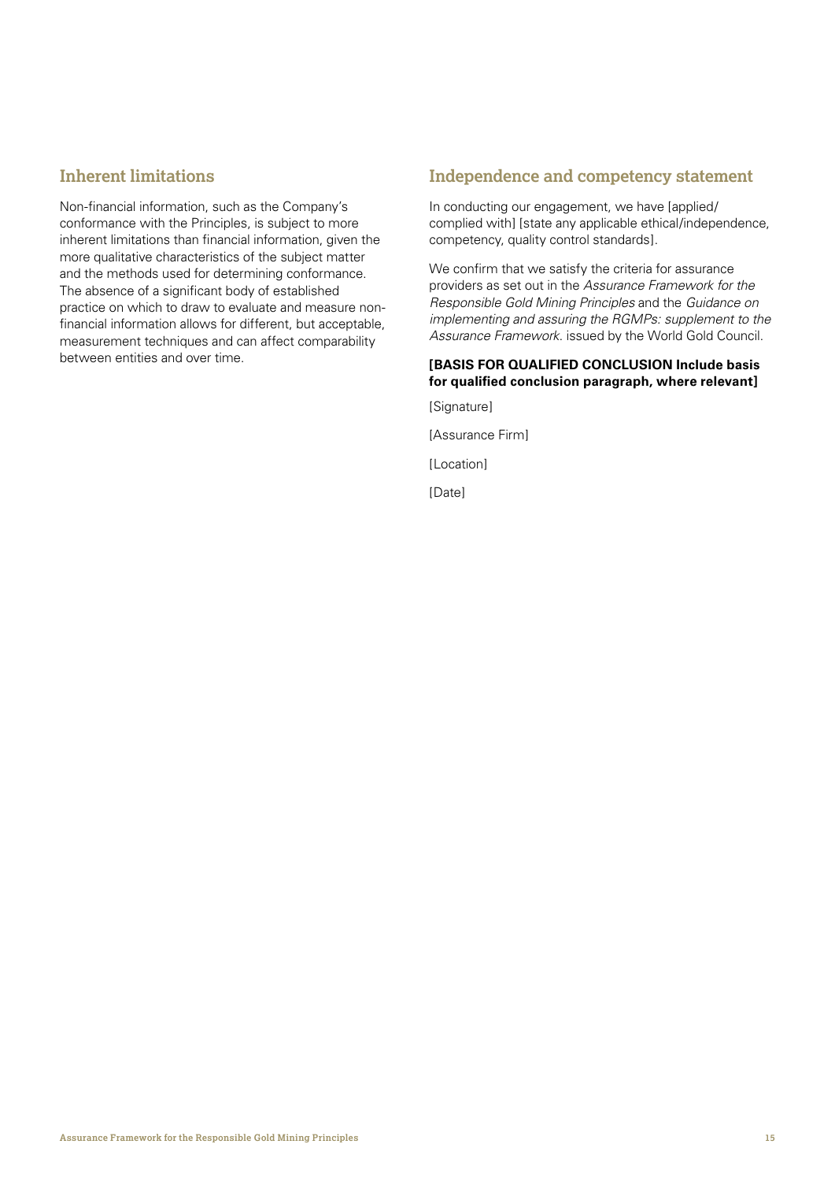## Inherent limitations

Non-financial information, such as the Company's conformance with the Principles, is subject to more inherent limitations than financial information, given the more qualitative characteristics of the subject matter and the methods used for determining conformance. The absence of a significant body of established practice on which to draw to evaluate and measure non-financial information allows for different, but acceptable, measurement techniques and can affect comparability between entities and over time.

## Independence and competency statement

In conducting our engagement, we have [applied/complied with] [state any applicable ethical/independence, competency, quality control standards].

We confirm that we satisfy the criteria for assurance providers as set out in the *Assurance Framework for the Responsible Gold Mining Principles* and the *Guidance on implementing and assuring the RGMPs: supplement to the Assurance Framework*. issued by the World Gold Council.

**[BASIS FOR QUALIFIED CONCLUSION Include basis for qualified conclusion paragraph, where relevant]**

[Signature]

[Assurance Firm]

[Location]

[Date]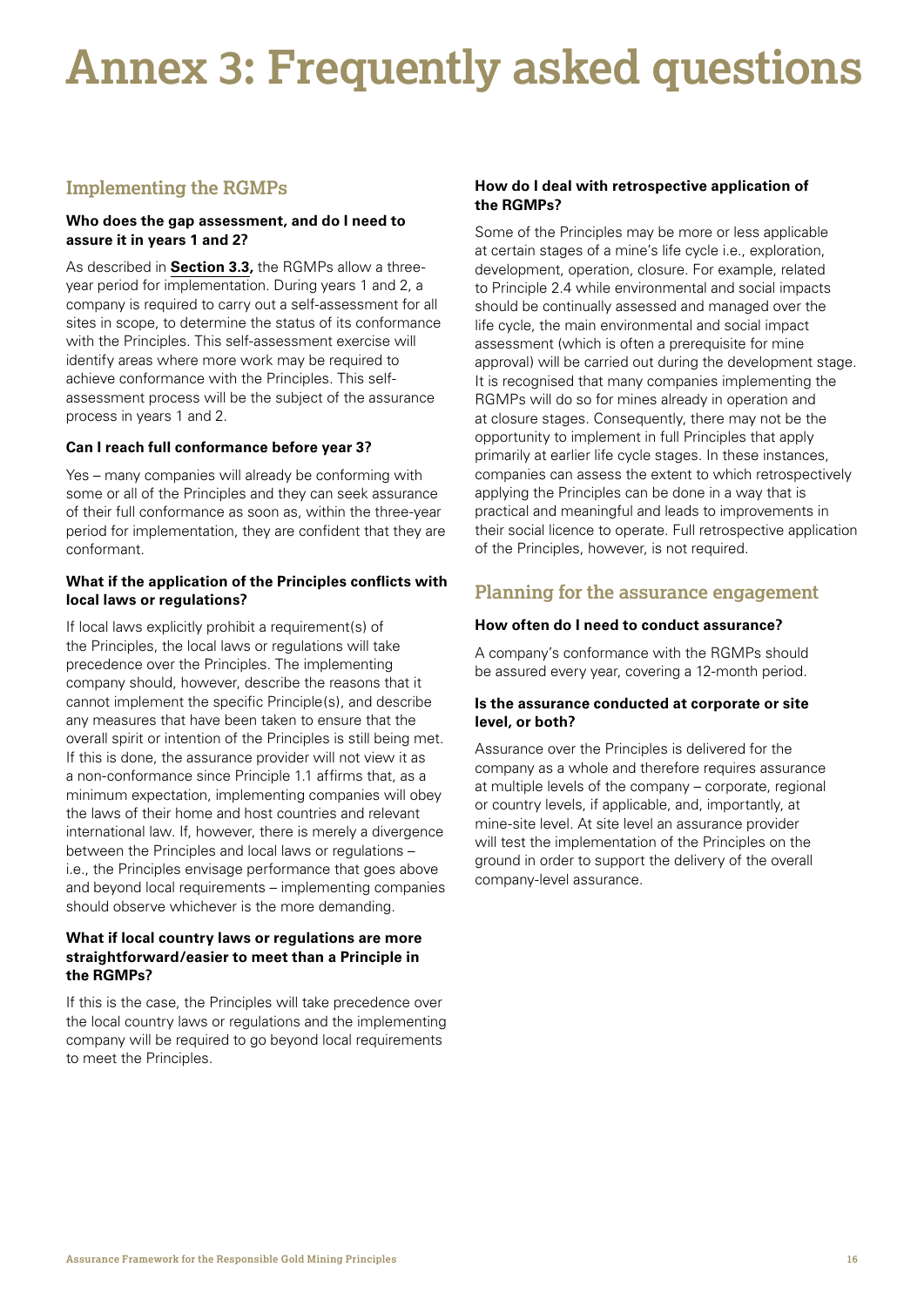# Annex 3: Frequently asked questions

## Implementing the RGMPs

### Who does the gap assessment, and do I need to assure it in years 1 and 2?

As described in **Section 3.3,** the RGMPs allow a three-year period for implementation. During years 1 and 2, a company is required to carry out a self-assessment for all sites in scope, to determine the status of its conformance with the Principles. This self-assessment exercise will identify areas where more work may be required to achieve conformance with the Principles. This self-assessment process will be the subject of the assurance process in years 1 and 2.

### Can I reach full conformance before year 3?

Yes – many companies will already be conforming with some or all of the Principles and they can seek assurance of their full conformance as soon as, within the three-year period for implementation, they are confident that they are conformant.

### What if the application of the Principles conflicts with local laws or regulations?

If local laws explicitly prohibit a requirement(s) of the Principles, the local laws or regulations will take precedence over the Principles. The implementing company should, however, describe the reasons that it cannot implement the specific Principle(s), and describe any measures that have been taken to ensure that the overall spirit or intention of the Principles is still being met. If this is done, the assurance provider will not view it as a non-conformance since Principle 1.1 affirms that, as a minimum expectation, implementing companies will obey the laws of their home and host countries and relevant international law. If, however, there is merely a divergence between the Principles and local laws or regulations – i.e., the Principles envisage performance that goes above and beyond local requirements – implementing companies should observe whichever is the more demanding.

### What if local country laws or regulations are more straightforward/easier to meet than a Principle in the RGMPs?

If this is the case, the Principles will take precedence over the local country laws or regulations and the implementing company will be required to go beyond local requirements to meet the Principles.

### How do I deal with retrospective application of the RGMPs?

Some of the Principles may be more or less applicable at certain stages of a mine's life cycle i.e., exploration, development, operation, closure. For example, related to Principle 2.4 while environmental and social impacts should be continually assessed and managed over the life cycle, the main environmental and social impact assessment (which is often a prerequisite for mine approval) will be carried out during the development stage. It is recognised that many companies implementing the RGMPs will do so for mines already in operation and at closure stages. Consequently, there may not be the opportunity to implement in full Principles that apply primarily at earlier life cycle stages. In these instances, companies can assess the extent to which retrospectively applying the Principles can be done in a way that is practical and meaningful and leads to improvements in their social licence to operate. Full retrospective application of the Principles, however, is not required.

## Planning for the assurance engagement

### How often do I need to conduct assurance?

A company's conformance with the RGMPs should be assured every year, covering a 12-month period.

### Is the assurance conducted at corporate or site level, or both?

Assurance over the Principles is delivered for the company as a whole and therefore requires assurance at multiple levels of the company – corporate, regional or country levels, if applicable, and, importantly, at mine-site level. At site level an assurance provider will test the implementation of the Principles on the ground in order to support the delivery of the overall company-level assurance.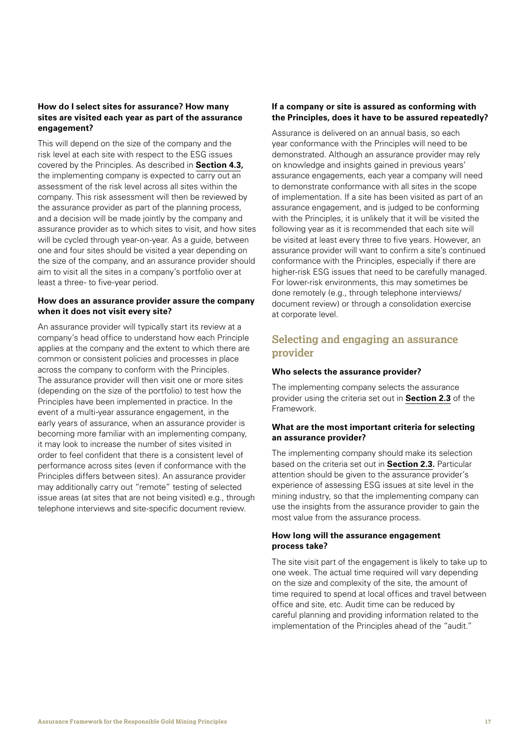#### How do I select sites for assurance? How many sites are visited each year as part of the assurance engagement?

This will depend on the size of the company and the risk level at each site with respect to the ESG issues covered by the Principles. As described in **Section 4.3,** the implementing company is expected to carry out an assessment of the risk level across all sites within the company. This risk assessment will then be reviewed by the assurance provider as part of the planning process, and a decision will be made jointly by the company and assurance provider as to which sites to visit, and how sites will be cycled through year-on-year. As a guide, between one and four sites should be visited a year depending on the size of the company, and an assurance provider should aim to visit all the sites in a company's portfolio over at least a three- to five-year period.

#### How does an assurance provider assure the company when it does not visit every site?

An assurance provider will typically start its review at a company's head office to understand how each Principle applies at the company and the extent to which there are common or consistent policies and processes in place across the company to conform with the Principles. The assurance provider will then visit one or more sites (depending on the size of the portfolio) to test how the Principles have been implemented in practice. In the event of a multi-year assurance engagement, in the early years of assurance, when an assurance provider is becoming more familiar with an implementing company, it may look to increase the number of sites visited in order to feel confident that there is a consistent level of performance across sites (even if conformance with the Principles differs between sites). An assurance provider may additionally carry out "remote" testing of selected issue areas (at sites that are not being visited) e.g., through telephone interviews and site-specific document review.

#### If a company or site is assured as conforming with the Principles, does it have to be assured repeatedly?

Assurance is delivered on an annual basis, so each year conformance with the Principles will need to be demonstrated. Although an assurance provider may rely on knowledge and insights gained in previous years' assurance engagements, each year a company will need to demonstrate conformance with all sites in the scope of implementation. If a site has been visited as part of an assurance engagement, and is judged to be conforming with the Principles, it is unlikely that it will be visited the following year as it is recommended that each site will be visited at least every three to five years. However, an assurance provider will want to confirm a site's continued conformance with the Principles, especially if there are higher-risk ESG issues that need to be carefully managed. For lower-risk environments, this may sometimes be done remotely (e.g., through telephone interviews/ document review) or through a consolidation exercise at corporate level.

### Selecting and engaging an assurance provider

#### Who selects the assurance provider?

The implementing company selects the assurance provider using the criteria set out in **Section 2.3** of the Framework.

#### What are the most important criteria for selecting an assurance provider?

The implementing company should make its selection based on the criteria set out in **Section 2.3.** Particular attention should be given to the assurance provider's experience of assessing ESG issues at site level in the mining industry, so that the implementing company can use the insights from the assurance provider to gain the most value from the assurance process.

#### How long will the assurance engagement process take?

The site visit part of the engagement is likely to take up to one week. The actual time required will vary depending on the size and complexity of the site, the amount of time required to spend at local offices and travel between office and site, etc. Audit time can be reduced by careful planning and providing information related to the implementation of the Principles ahead of the "audit."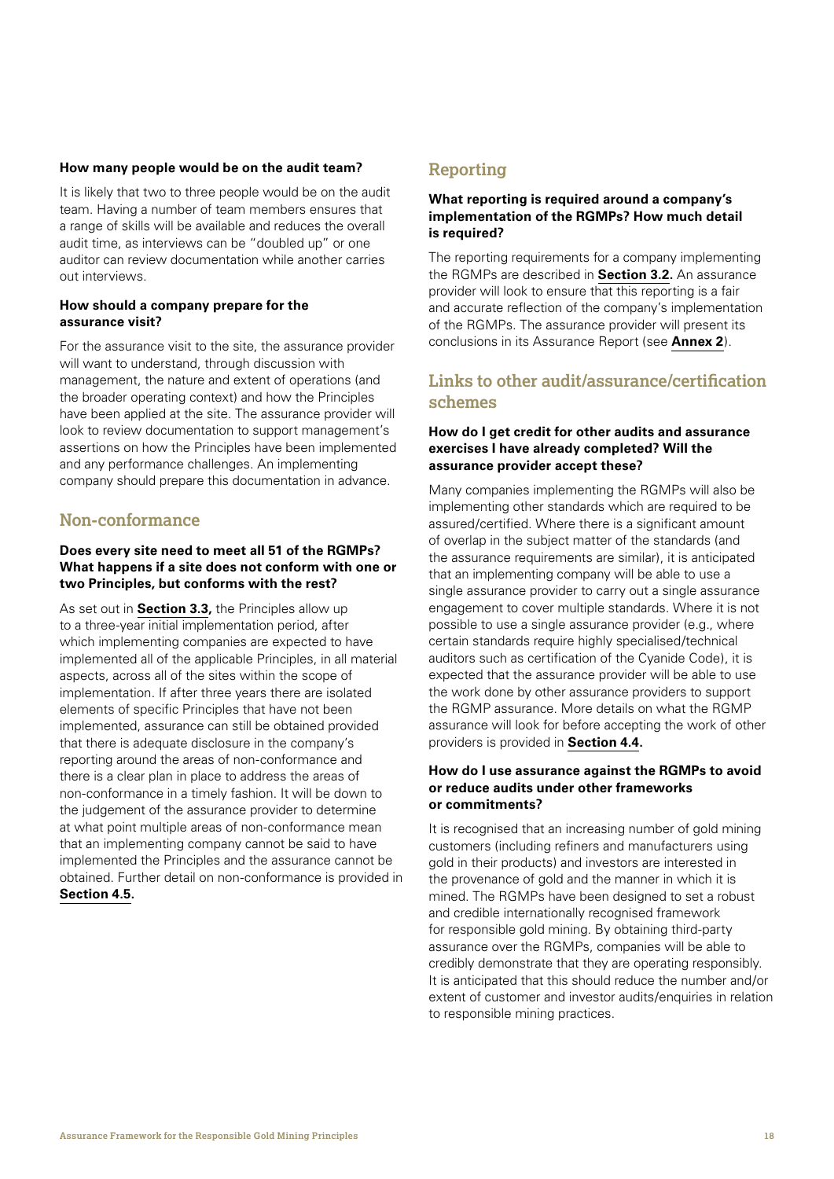**How many people would be on the audit team?**

It is likely that two to three people would be on the audit team. Having a number of team members ensures that a range of skills will be available and reduces the overall audit time, as interviews can be "doubled up" or one auditor can review documentation while another carries out interviews.

**How should a company prepare for the assurance visit?**

For the assurance visit to the site, the assurance provider will want to understand, through discussion with management, the nature and extent of operations (and the broader operating context) and how the Principles have been applied at the site. The assurance provider will look to review documentation to support management's assertions on how the Principles have been implemented and any performance challenges. An implementing company should prepare this documentation in advance.

## Non-conformance

**Does every site need to meet all 51 of the RGMPs? What happens if a site does not conform with one or two Principles, but conforms with the rest?**

As set out in **Section 3.3,** the Principles allow up to a three-year initial implementation period, after which implementing companies are expected to have implemented all of the applicable Principles, in all material aspects, across all of the sites within the scope of implementation. If after three years there are isolated elements of specific Principles that have not been implemented, assurance can still be obtained provided that there is adequate disclosure in the company's reporting around the areas of non-conformance and there is a clear plan in place to address the areas of non-conformance in a timely fashion. It will be down to the judgement of the assurance provider to determine at what point multiple areas of non-conformance mean that an implementing company cannot be said to have implemented the Principles and the assurance cannot be obtained. Further detail on non-conformance is provided in **Section 4.5.**

## Reporting

**What reporting is required around a company's implementation of the RGMPs? How much detail is required?**

The reporting requirements for a company implementing the RGMPs are described in **Section 3.2.** An assurance provider will look to ensure that this reporting is a fair and accurate reflection of the company's implementation of the RGMPs. The assurance provider will present its conclusions in its Assurance Report (see **Annex 2**).

## Links to other audit/assurance/certification schemes

**How do I get credit for other audits and assurance exercises I have already completed? Will the assurance provider accept these?**

Many companies implementing the RGMPs will also be implementing other standards which are required to be assured/certified. Where there is a significant amount of overlap in the subject matter of the standards (and the assurance requirements are similar), it is anticipated that an implementing company will be able to use a single assurance provider to carry out a single assurance engagement to cover multiple standards. Where it is not possible to use a single assurance provider (e.g., where certain standards require highly specialised/technical auditors such as certification of the Cyanide Code), it is expected that the assurance provider will be able to use the work done by other assurance providers to support the RGMP assurance. More details on what the RGMP assurance will look for before accepting the work of other providers is provided in **Section 4.4.**

**How do I use assurance against the RGMPs to avoid or reduce audits under other frameworks or commitments?**

It is recognised that an increasing number of gold mining customers (including refiners and manufacturers using gold in their products) and investors are interested in the provenance of gold and the manner in which it is mined. The RGMPs have been designed to set a robust and credible internationally recognised framework for responsible gold mining. By obtaining third-party assurance over the RGMPs, companies will be able to credibly demonstrate that they are operating responsibly. It is anticipated that this should reduce the number and/or extent of customer and investor audits/enquiries in relation to responsible mining practices.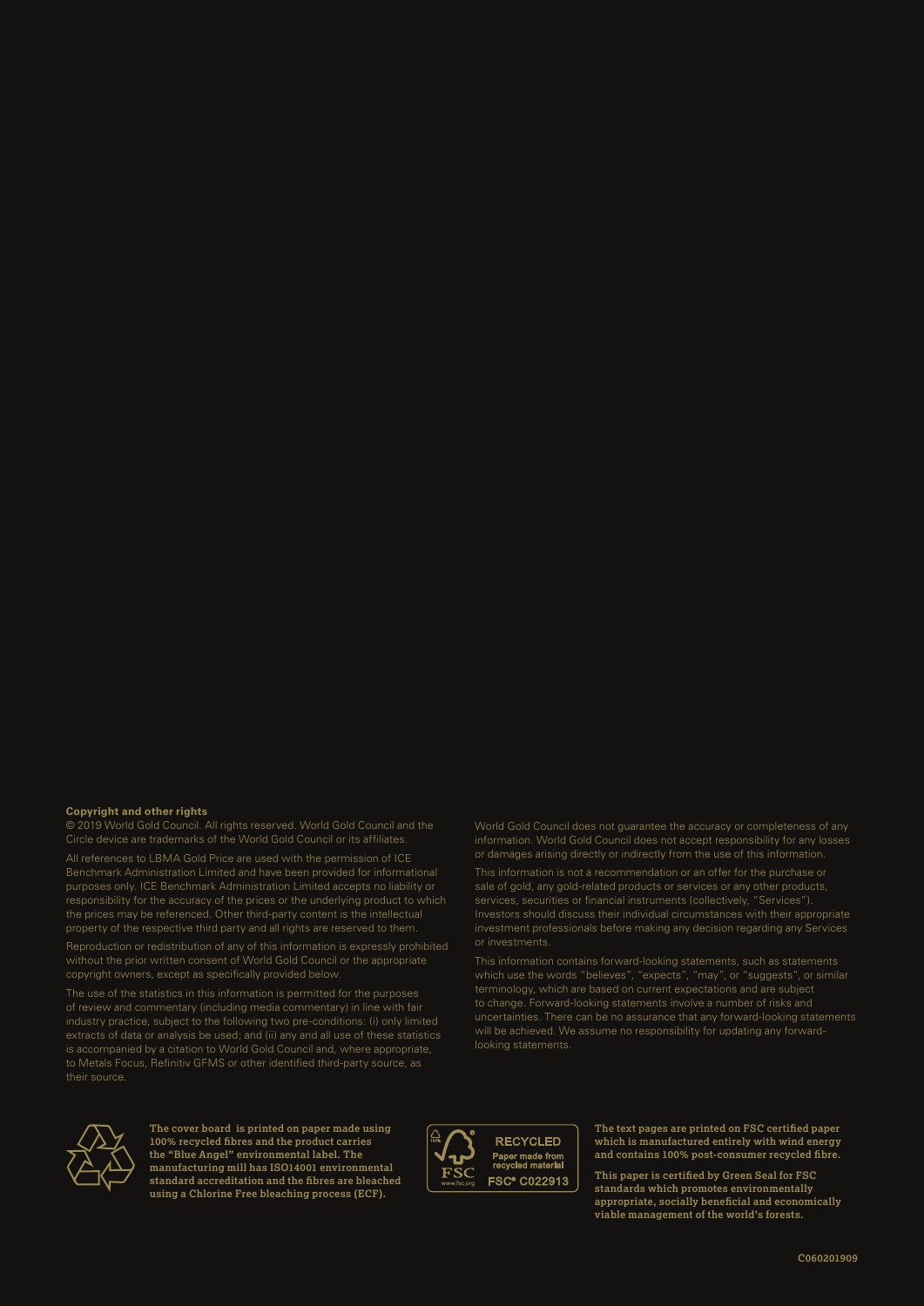**Copyright and other rights**

© 2019 World Gold Council. All rights reserved. World Gold Council and the Circle device are trademarks of the World Gold Council or its affiliates.

All references to LBMA Gold Price are used with the permission of ICE Benchmark Administration Limited and have been provided for informational purposes only. ICE Benchmark Administration Limited accepts no liability or responsibility for the accuracy of the prices or the underlying product to which the prices may be referenced. Other third-party content is the intellectual property of the respective third party and all rights are reserved to them.

Reproduction or redistribution of any of this information is expressly prohibited without the prior written consent of World Gold Council or the appropriate copyright owners, except as specifically provided below.

The use of the statistics in this information is permitted for the purposes of review and commentary (including media commentary) in line with fair industry practice, subject to the following two pre-conditions: (i) only limited extracts of data or analysis be used; and (ii) any and all use of these statistics is accompanied by a citation to World Gold Council and, where appropriate, to Metals Focus, Refinitiv GFMS or other identified third-party source, as their source.

World Gold Council does not guarantee the accuracy or completeness of any information. World Gold Council does not accept responsibility for any losses or damages arising directly or indirectly from the use of this information.

This information is not a recommendation or an offer for the purchase or sale of gold, any gold-related products or services or any other products, services, securities or financial instruments (collectively, "Services"). Investors should discuss their individual circumstances with their appropriate investment professionals before making any decision regarding any Services or investments.

This information contains forward-looking statements, such as statements which use the words "believes", "expects", "may", or "suggests", or similar terminology, which are based on current expectations and are subject to change. Forward-looking statements involve a number of risks and uncertainties. There can be no assurance that any forward-looking statements will be achieved. We assume no responsibility for updating any forward-looking statements.

**The cover board is printed on paper made using 100% recycled fibres and the product carries the "Blue Angel" environmental label. The manufacturing mill has ISO14001 environmental standard accreditation and the fibres are bleached using a Chlorine Free bleaching process (ECF).**

RECYCLED
Paper made from recycled material
FSC® C022913

**The text pages are printed on FSC certified paper which is manufactured entirely with wind energy and contains 100% post-consumer recycled fibre.**

**This paper is certified by Green Seal for FSC standards which promotes environmentally appropriate, socially beneficial and economically viable management of the world's forests.**

C060201909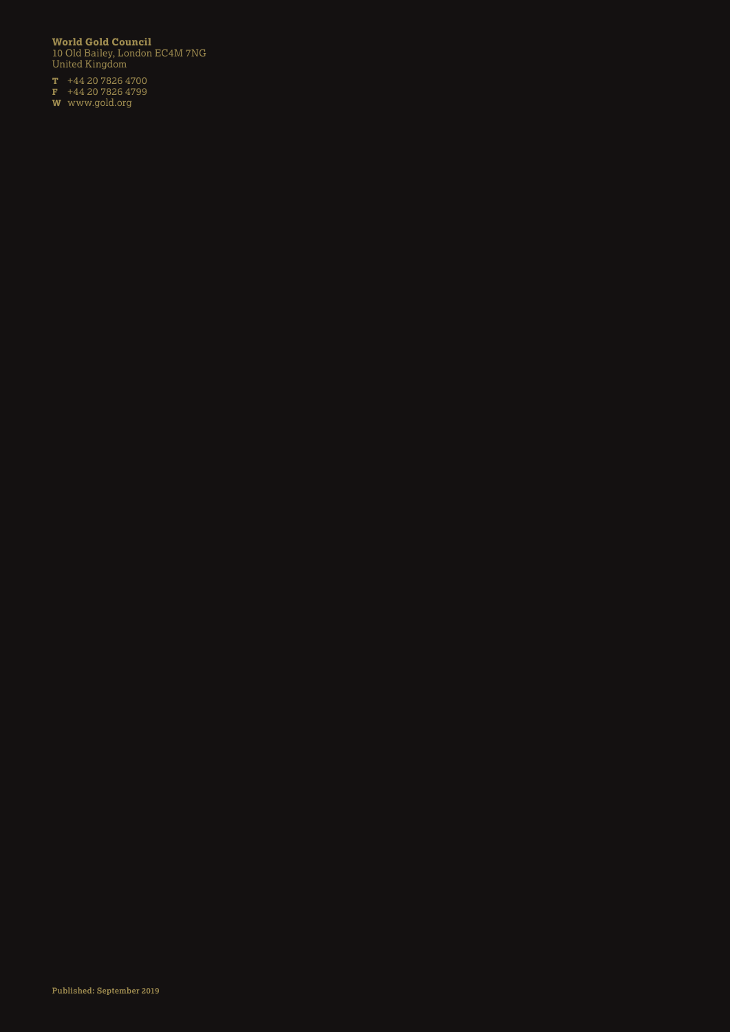**World Gold Council**
10 Old Bailey, London EC4M 7NG
United Kingdom

**T** +44 20 7826 4700
**F** +44 20 7826 4799
**W** www.gold.org

**Published: September 2019**